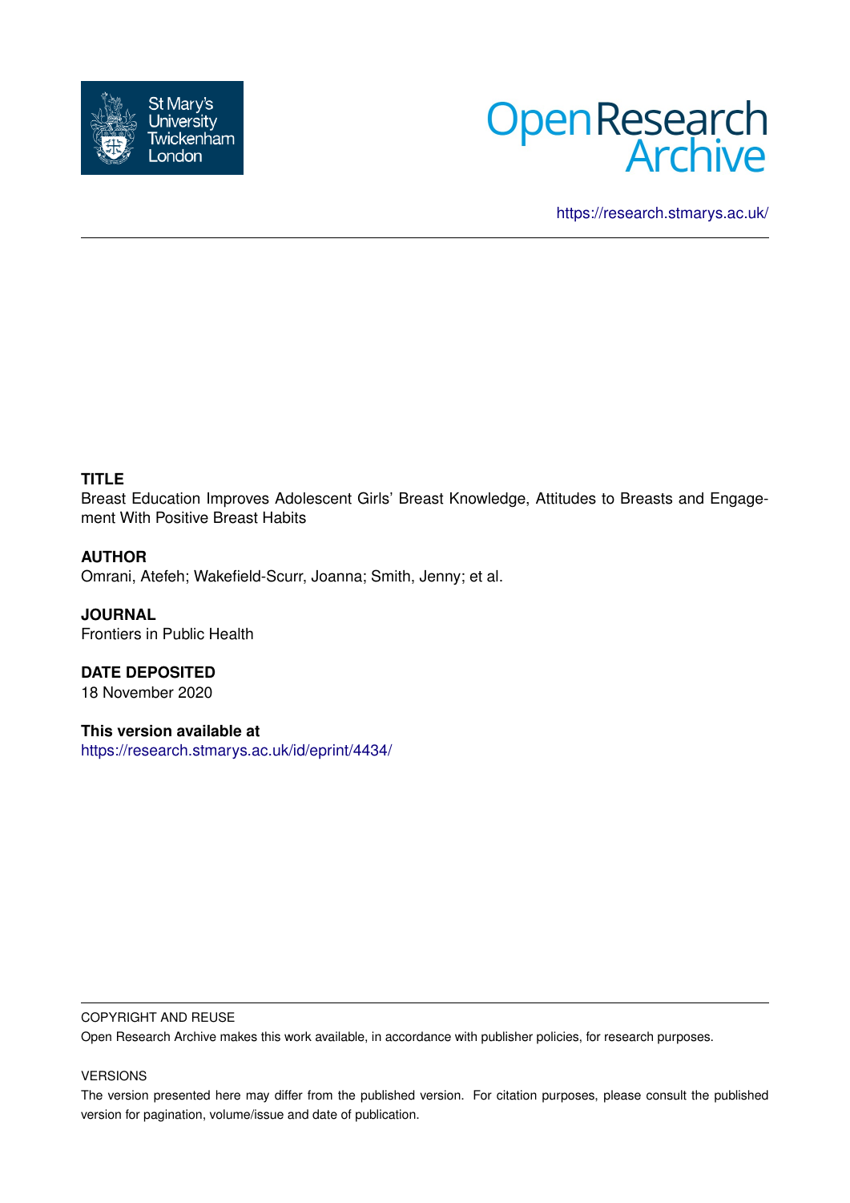https://research.stmarys.ac.uk/

**TITLE**

Breast Education Improves Adolescent Girls' Breast Knowledge, Attitudes to Breasts and Engagement With Positive Breast Habits

**AUTHOR**

Omrani, Atefeh; Wakefield-Scurr, Joanna; Smith, Jenny; et al.

**JOURNAL**

Frontiers in Public Health

**DATE DEPOSITED**

18 November 2020

**This version available at**

https://research.stmarys.ac.uk/id/eprint/4434/

COPYRIGHT AND REUSE

Open Research Archive makes this work available, in accordance with publisher policies, for research purposes.

VERSIONS

The version presented here may differ from the published version. For citation purposes, please consult the published version for pagination, volume/issue and date of publication.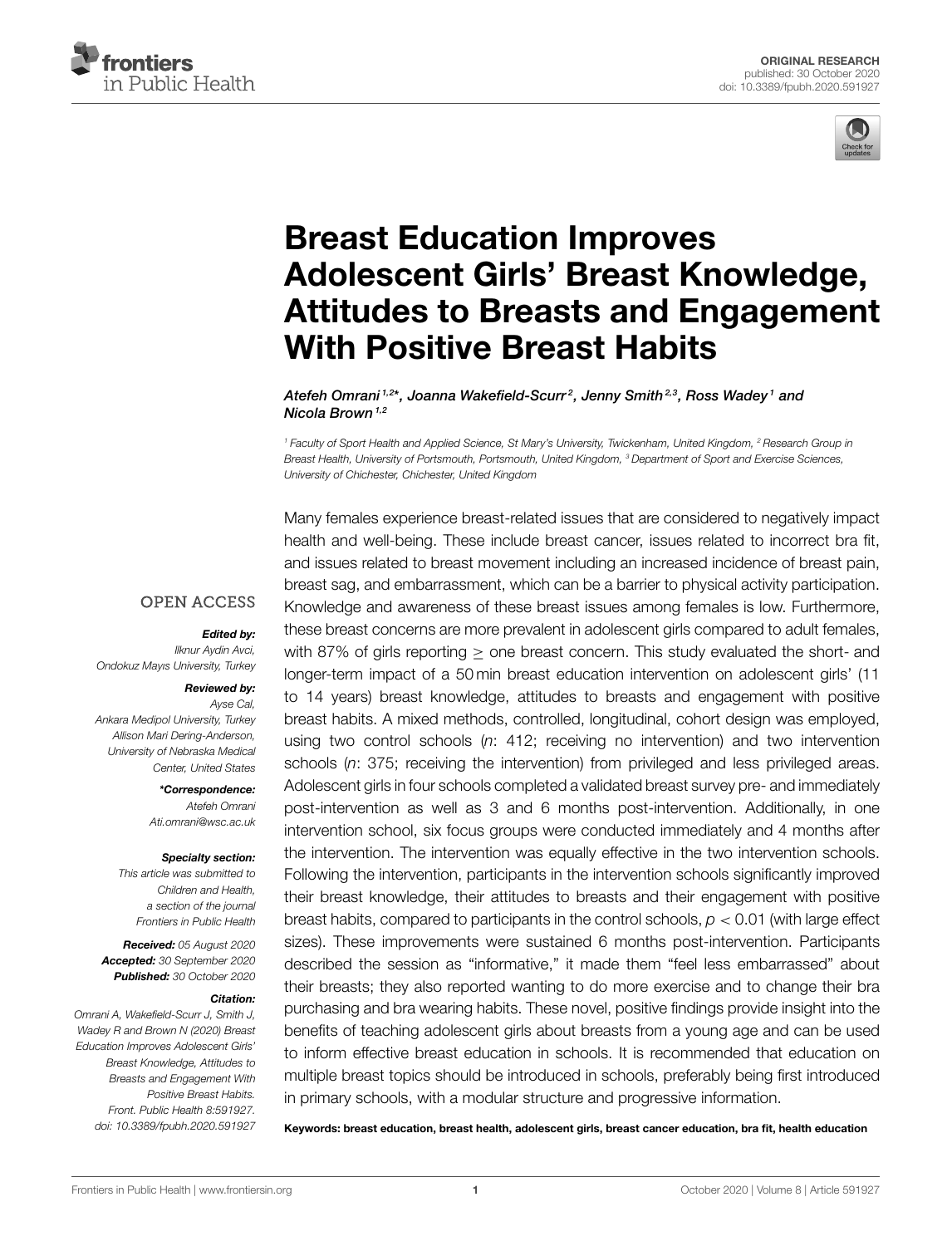ORIGINAL RESEARCH
published: 30 October 2020
doi: 10.3389/fpubh.2020.591927

# Breast Education Improves Adolescent Girls' Breast Knowledge, Attitudes to Breasts and Engagement With Positive Breast Habits

*Atefeh Omrani[1,2]\*, Joanna Wakefield-Scurr[2], Jenny Smith[2,3], Ross Wadey[1] and Nicola Brown[1,2]*

[1] Faculty of Sport Health and Applied Science, St Mary's University, Twickenham, United Kingdom, [2] Research Group in Breast Health, University of Portsmouth, Portsmouth, United Kingdom, [3] Department of Sport and Exercise Sciences, University of Chichester, Chichester, United Kingdom

Many females experience breast-related issues that are considered to negatively impact health and well-being. These include breast cancer, issues related to incorrect bra fit, and issues related to breast movement including an increased incidence of breast pain, breast sag, and embarrassment, which can be a barrier to physical activity participation. Knowledge and awareness of these breast issues among females is low. Furthermore, these breast concerns are more prevalent in adolescent girls compared to adult females, with 87% of girls reporting $\geq$ one breast concern. This study evaluated the short- and longer-term impact of a 50 min breast education intervention on adolescent girls' (11 to 14 years) breast knowledge, attitudes to breasts and engagement with positive breast habits. A mixed methods, controlled, longitudinal, cohort design was employed, using two control schools (*n*: 412; receiving no intervention) and two intervention schools (*n*: 375; receiving the intervention) from privileged and less privileged areas. Adolescent girls in four schools completed a validated breast survey pre- and immediately post-intervention as well as 3 and 6 months post-intervention. Additionally, in one intervention school, six focus groups were conducted immediately and 4 months after the intervention. The intervention was equally effective in the two intervention schools. Following the intervention, participants in the intervention schools significantly improved their breast knowledge, their attitudes to breasts and their engagement with positive breast habits, compared to participants in the control schools, $p < 0.01$ (with large effect sizes). These improvements were sustained 6 months post-intervention. Participants described the session as "informative," it made them "feel less embarrassed" about their breasts; they also reported wanting to do more exercise and to change their bra purchasing and bra wearing habits. These novel, positive findings provide insight into the benefits of teaching adolescent girls about breasts from a young age and can be used to inform effective breast education in schools. It is recommended that education on multiple breast topics should be introduced in schools, preferably being first introduced in primary schools, with a modular structure and progressive information.

**Keywords: breast education, breast health, adolescent girls, breast cancer education, bra fit, health education**

OPEN ACCESS

***Edited by:***
*Ilknur Aydin Avci,*
*Ondokuz Mayıs University, Turkey*

***Reviewed by:***
*Ayse Cal,*
*Ankara Medipol University, Turkey*
*Allison Mari Dering-Anderson,*
*University of Nebraska Medical Center, United States*

***\*Correspondence:***
*Atefeh Omrani*
*Ati.omrani@wsc.ac.uk*

***Specialty section:***
*This article was submitted to Children and Health, a section of the journal Frontiers in Public Health*

***Received:*** *05 August 2020*
***Accepted:*** *30 September 2020*
***Published:*** *30 October 2020*

***Citation:***
*Omrani A, Wakefield-Scurr J, Smith J, Wadey R and Brown N (2020) Breast Education Improves Adolescent Girls' Breast Knowledge, Attitudes to Breasts and Engagement With Positive Breast Habits. Front. Public Health 8:591927. doi: 10.3389/fpubh.2020.591927*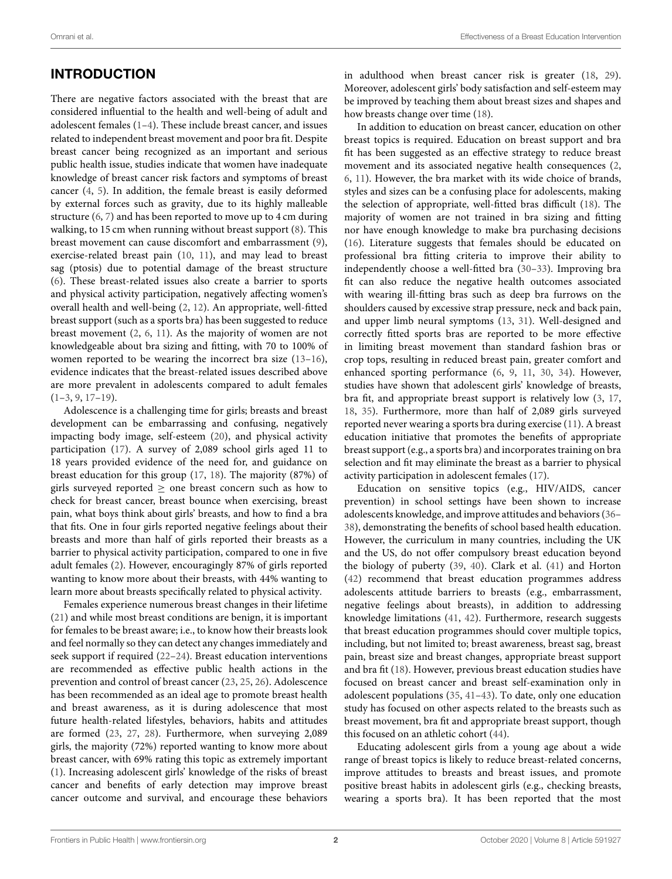## INTRODUCTION

There are negative factors associated with the breast that are considered influential to the health and well-being of adult and adolescent females (1–4). These include breast cancer, and issues related to independent breast movement and poor bra fit. Despite breast cancer being recognized as an important and serious public health issue, studies indicate that women have inadequate knowledge of breast cancer risk factors and symptoms of breast cancer (4, 5). In addition, the female breast is easily deformed by external forces such as gravity, due to its highly malleable structure (6, 7) and has been reported to move up to 4 cm during walking, to 15 cm when running without breast support (8). This breast movement can cause discomfort and embarrassment (9), exercise-related breast pain (10, 11), and may lead to breast sag (ptosis) due to potential damage of the breast structure (6). These breast-related issues also create a barrier to sports and physical activity participation, negatively affecting women's overall health and well-being (2, 12). An appropriate, well-fitted breast support (such as a sports bra) has been suggested to reduce breast movement (2, 6, 11). As the majority of women are not knowledgeable about bra sizing and fitting, with 70 to 100% of women reported to be wearing the incorrect bra size (13–16), evidence indicates that the breast-related issues described above are more prevalent in adolescents compared to adult females (1–3, 9, 17–19).

Adolescence is a challenging time for girls; breasts and breast development can be embarrassing and confusing, negatively impacting body image, self-esteem (20), and physical activity participation (17). A survey of 2,089 school girls aged 11 to 18 years provided evidence of the need for, and guidance on breast education for this group (17, 18). The majority (87%) of girls surveyed reported ≥ one breast concern such as how to check for breast cancer, breast bounce when exercising, breast pain, what boys think about girls' breasts, and how to find a bra that fits. One in four girls reported negative feelings about their breasts and more than half of girls reported their breasts as a barrier to physical activity participation, compared to one in five adult females (2). However, encouragingly 87% of girls reported wanting to know more about their breasts, with 44% wanting to learn more about breasts specifically related to physical activity.

Females experience numerous breast changes in their lifetime (21) and while most breast conditions are benign, it is important for females to be breast aware; i.e., to know how their breasts look and feel normally so they can detect any changes immediately and seek support if required (22–24). Breast education interventions are recommended as effective public health actions in the prevention and control of breast cancer (23, 25, 26). Adolescence has been recommended as an ideal age to promote breast health and breast awareness, as it is during adolescence that most future health-related lifestyles, behaviors, habits and attitudes are formed (23, 27, 28). Furthermore, when surveying 2,089 girls, the majority (72%) reported wanting to know more about breast cancer, with 69% rating this topic as extremely important (1). Increasing adolescent girls' knowledge of the risks of breast cancer and benefits of early detection may improve breast cancer outcome and survival, and encourage these behaviors in adulthood when breast cancer risk is greater (18, 29). Moreover, adolescent girls' body satisfaction and self-esteem may be improved by teaching them about breast sizes and shapes and how breasts change over time (18).

In addition to education on breast cancer, education on other breast topics is required. Education on breast support and bra fit has been suggested as an effective strategy to reduce breast movement and its associated negative health consequences (2, 6, 11). However, the bra market with its wide choice of brands, styles and sizes can be a confusing place for adolescents, making the selection of appropriate, well-fitted bras difficult (18). The majority of women are not trained in bra sizing and fitting nor have enough knowledge to make bra purchasing decisions (16). Literature suggests that females should be educated on professional bra fitting criteria to improve their ability to independently choose a well-fitted bra (30–33). Improving bra fit can also reduce the negative health outcomes associated with wearing ill-fitting bras such as deep bra furrows on the shoulders caused by excessive strap pressure, neck and back pain, and upper limb neural symptoms (13, 31). Well-designed and correctly fitted sports bras are reported to be more effective in limiting breast movement than standard fashion bras or crop tops, resulting in reduced breast pain, greater comfort and enhanced sporting performance (6, 9, 11, 30, 34). However, studies have shown that adolescent girls' knowledge of breasts, bra fit, and appropriate breast support is relatively low (3, 17, 18, 35). Furthermore, more than half of 2,089 girls surveyed reported never wearing a sports bra during exercise (11). A breast education initiative that promotes the benefits of appropriate breast support (e.g., a sports bra) and incorporates training on bra selection and fit may eliminate the breast as a barrier to physical activity participation in adolescent females (17).

Education on sensitive topics (e.g., HIV/AIDS, cancer prevention) in school settings have been shown to increase adolescents knowledge, and improve attitudes and behaviors (36–38), demonstrating the benefits of school based health education. However, the curriculum in many countries, including the UK and the US, do not offer compulsory breast education beyond the biology of puberty (39, 40). Clark et al. (41) and Horton (42) recommend that breast education programmes address adolescents attitude barriers to breasts (e.g., embarrassment, negative feelings about breasts), in addition to addressing knowledge limitations (41, 42). Furthermore, research suggests that breast education programmes should cover multiple topics, including, but not limited to; breast awareness, breast sag, breast pain, breast size and breast changes, appropriate breast support and bra fit (18). However, previous breast education studies have focused on breast cancer and breast self-examination only in adolescent populations (35, 41–43). To date, only one education study has focused on other aspects related to the breasts such as breast movement, bra fit and appropriate breast support, though this focused on an athletic cohort (44).

Educating adolescent girls from a young age about a wide range of breast topics is likely to reduce breast-related concerns, improve attitudes to breasts and breast issues, and promote positive breast habits in adolescent girls (e.g., checking breasts, wearing a sports bra). It has been reported that the most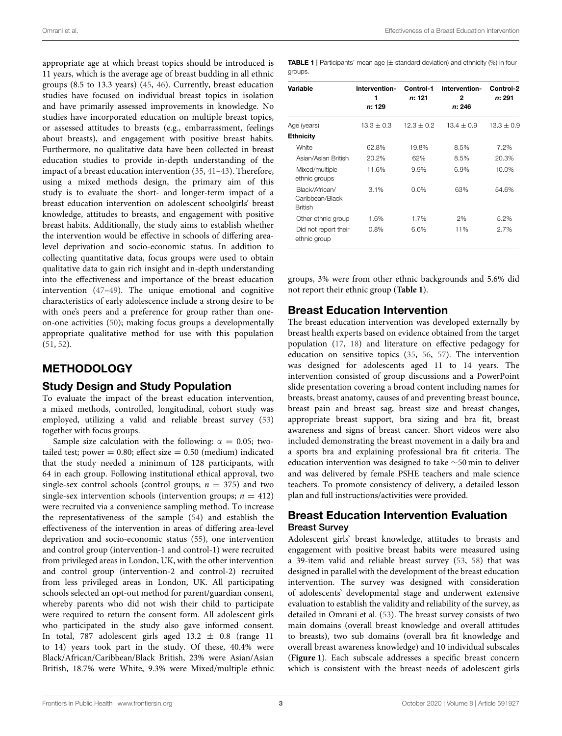appropriate age at which breast topics should be introduced is 11 years, which is the average age of breast budding in all ethnic groups (8.5 to 13.3 years) (45, 46). Currently, breast education studies have focused on individual breast topics in isolation and have primarily assessed improvements in knowledge. No studies have incorporated education on multiple breast topics, or assessed attitudes to breasts (e.g., embarrassment, feelings about breasts), and engagement with positive breast habits. Furthermore, no qualitative data have been collected in breast education studies to provide in-depth understanding of the impact of a breast education intervention (35, 41–43). Therefore, using a mixed methods design, the primary aim of this study is to evaluate the short- and longer-term impact of a breast education intervention on adolescent schoolgirls' breast knowledge, attitudes to breasts, and engagement with positive breast habits. Additionally, the study aims to establish whether the intervention would be effective in schools of differing area-level deprivation and socio-economic status. In addition to collecting quantitative data, focus groups were used to obtain qualitative data to gain rich insight and in-depth understanding into the effectiveness and importance of the breast education intervention (47–49). The unique emotional and cognitive characteristics of early adolescence include a strong desire to be with one's peers and a preference for group rather than one-on-one activities (50); making focus groups a developmentally appropriate qualitative method for use with this population (51, 52).

## METHODOLOGY

### Study Design and Study Population

To evaluate the impact of the breast education intervention, a mixed methods, controlled, longitudinal, cohort study was employed, utilizing a valid and reliable breast survey (53) together with focus groups.

Sample size calculation with the following: $\alpha = 0.05$; two-tailed test; power = 0.80; effect size = 0.50 (medium) indicated that the study needed a minimum of 128 participants, with 64 in each group. Following institutional ethical approval, two single-sex control schools (control groups; $n = 375$) and two single-sex intervention schools (intervention groups; $n = 412$) were recruited via a convenience sampling method. To increase the representativeness of the sample (54) and establish the effectiveness of the intervention in areas of differing area-level deprivation and socio-economic status (55), one intervention and control group (intervention-1 and control-1) were recruited from privileged areas in London, UK, with the other intervention and control group (intervention-2 and control-2) recruited from less privileged areas in London, UK. All participating schools selected an opt-out method for parent/guardian consent, whereby parents who did not wish their child to participate were required to return the consent form. All adolescent girls who participated in the study also gave informed consent. In total, 787 adolescent girls aged $13.2 \pm 0.8$ (range 11 to 14) years took part in the study. Of these, 40.4% were Black/African/Caribbean/Black British, 23% were Asian/Asian British, 18.7% were White, 9.3% were Mixed/multiple ethnic groups, 3% were from other ethnic backgrounds and 5.6% did not report their ethnic group (**Table 1**).

**TABLE 1** | Participants' mean age (± standard deviation) and ethnicity (%) in four groups.

| Variable | Intervention-1 *n*: 129 | Control-1 *n*: 121 | Intervention-2 *n*: 246 | Control-2 *n*: 291 |
|---|---|---|---|---|
| Age (years) | 13.3 ± 0.3 | 12.3 ± 0.2 | 13.4 ± 0.9 | 13.3 ± 0.9 |
| **Ethnicity** | | | | |
| White | 62.8% | 19.8% | 8.5% | 7.2% |
| Asian/Asian British | 20.2% | 62% | 8.5% | 20.3% |
| Mixed/multiple ethnic groups | 11.6% | 9.9% | 6.9% | 10.0% |
| Black/African/ Caribbean/Black British | 3.1% | 0.0% | 63% | 54.6% |
| Other ethnic group | 1.6% | 1.7% | 2% | 5.2% |
| Did not report their ethnic group | 0.8% | 6.6% | 11% | 2.7% |

### Breast Education Intervention

The breast education intervention was developed externally by breast health experts based on evidence obtained from the target population (17, 18) and literature on effective pedagogy for education on sensitive topics (35, 56, 57). The intervention was designed for adolescents aged 11 to 14 years. The intervention consisted of group discussions and a PowerPoint slide presentation covering a broad content including names for breasts, breast anatomy, causes of and preventing breast bounce, breast pain and breast sag, breast size and breast changes, appropriate breast support, bra sizing and bra fit, breast awareness and signs of breast cancer. Short videos were also included demonstrating the breast movement in a daily bra and a sports bra and explaining professional bra fit criteria. The education intervention was designed to take ∼50 min to deliver and was delivered by female PSHE teachers and male science teachers. To promote consistency of delivery, a detailed lesson plan and full instructions/activities were provided.

### Breast Education Intervention Evaluation

#### Breast Survey

Adolescent girls' breast knowledge, attitudes to breasts and engagement with positive breast habits were measured using a 39-item valid and reliable breast survey (53, 58) that was designed in parallel with the development of the breast education intervention. The survey was designed with consideration of adolescents' developmental stage and underwent extensive evaluation to establish the validity and reliability of the survey, as detailed in Omrani et al. (53). The breast survey consists of two main domains (overall breast knowledge and overall attitudes to breasts), two sub domains (overall bra fit knowledge and overall breast awareness knowledge) and 10 individual subscales (**Figure 1**). Each subscale addresses a specific breast concern which is consistent with the breast needs of adolescent girls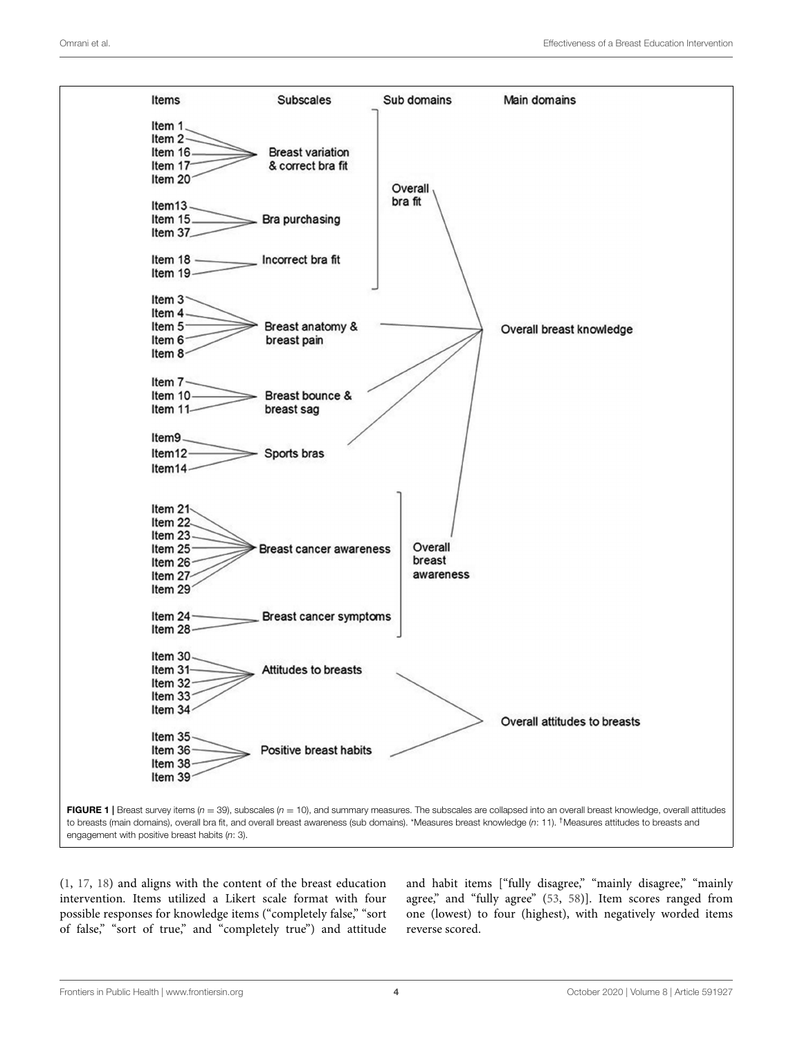| Items | Subscales | Sub domains | Main domains |
|---|---|---|---|
| Item 1, Item 2, Item 16, Item 17, Item 20 | Breast variation & correct bra fit | Overall bra fit | Overall breast knowledge |
| Item13, Item 15, Item 37 | Bra purchasing | Overall bra fit | Overall breast knowledge |
| Item 18, Item 19 | Incorrect bra fit | Overall bra fit | Overall breast knowledge |
| Item 3, Item 4, Item 5, Item 6, Item 8 | Breast anatomy & breast pain | | Overall breast knowledge |
| Item 7, Item 10, Item 11 | Breast bounce & breast sag | | Overall breast knowledge |
| Item9, Item12, Item14 | Sports bras | | Overall breast knowledge |
| Item 21, Item 22, Item 23, Item 25, Item 26, Item 27, Item 29 | Breast cancer awareness | Overall breast awareness | Overall breast knowledge |
| Item 24, Item 28 | Breast cancer symptoms | Overall breast awareness | Overall breast knowledge |
| Item 30, Item 31, Item 32, Item 33, Item 34 | Attitudes to breasts | | Overall attitudes to breasts |
| Item 35, Item 36, Item 38, Item 39 | Positive breast habits | | Overall attitudes to breasts |

**FIGURE 1** | Breast survey items ($n = 39$), subscales ($n = 10$), and summary measures. The subscales are collapsed into an overall breast knowledge, overall attitudes to breasts (main domains), overall bra fit, and overall breast awareness (sub domains). *Measures breast knowledge ($n$: 11). †Measures attitudes to breasts and engagement with positive breast habits ($n$: 3).

(1, 17, 18) and aligns with the content of the breast education intervention. Items utilized a Likert scale format with four possible responses for knowledge items ("completely false," "sort of false," "sort of true," and "completely true") and attitude and habit items ["fully disagree," "mainly disagree," "mainly agree," and "fully agree" (53, 58)]. Item scores ranged from one (lowest) to four (highest), with negatively worded items reverse scored.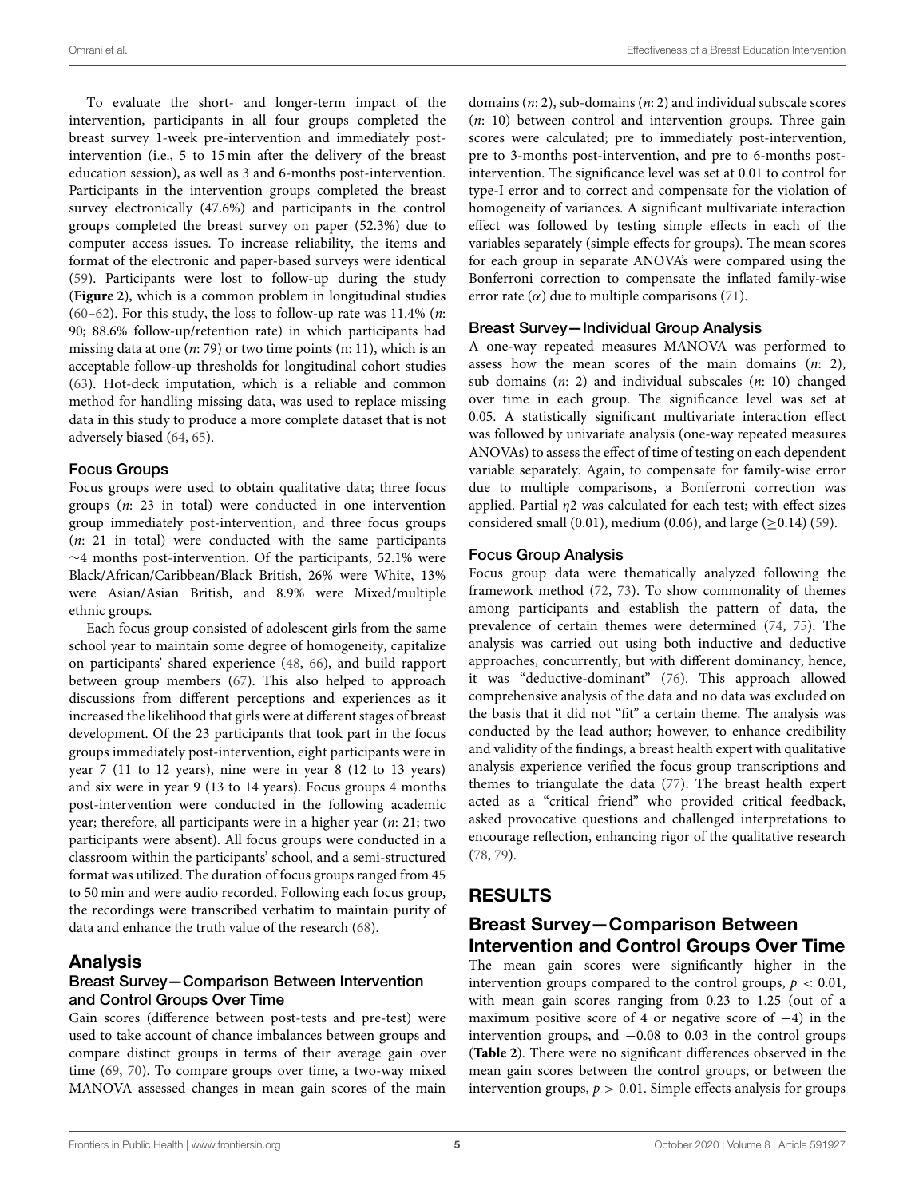To evaluate the short- and longer-term impact of the intervention, participants in all four groups completed the breast survey 1-week pre-intervention and immediately post-intervention (i.e., 5 to 15 min after the delivery of the breast education session), as well as 3 and 6-months post-intervention. Participants in the intervention groups completed the breast survey electronically (47.6%) and participants in the control groups completed the breast survey on paper (52.3%) due to computer access issues. To increase reliability, the items and format of the electronic and paper-based surveys were identical (59). Participants were lost to follow-up during the study (**Figure 2**), which is a common problem in longitudinal studies (60–62). For this study, the loss to follow-up rate was 11.4% (*n*: 90; 88.6% follow-up/retention rate) in which participants had missing data at one (*n*: 79) or two time points (n: 11), which is an acceptable follow-up thresholds for longitudinal cohort studies (63). Hot-deck imputation, which is a reliable and common method for handling missing data, was used to replace missing data in this study to produce a more complete dataset that is not adversely biased (64, 65).

### Focus Groups

Focus groups were used to obtain qualitative data; three focus groups (*n*: 23 in total) were conducted in one intervention group immediately post-intervention, and three focus groups (*n*: 21 in total) were conducted with the same participants ∼4 months post-intervention. Of the participants, 52.1% were Black/African/Caribbean/Black British, 26% were White, 13% were Asian/Asian British, and 8.9% were Mixed/multiple ethnic groups.

Each focus group consisted of adolescent girls from the same school year to maintain some degree of homogeneity, capitalize on participants' shared experience (48, 66), and build rapport between group members (67). This also helped to approach discussions from different perceptions and experiences as it increased the likelihood that girls were at different stages of breast development. Of the 23 participants that took part in the focus groups immediately post-intervention, eight participants were in year 7 (11 to 12 years), nine were in year 8 (12 to 13 years) and six were in year 9 (13 to 14 years). Focus groups 4 months post-intervention were conducted in the following academic year; therefore, all participants were in a higher year (*n*: 21; two participants were absent). All focus groups were conducted in a classroom within the participants' school, and a semi-structured format was utilized. The duration of focus groups ranged from 45 to 50 min and were audio recorded. Following each focus group, the recordings were transcribed verbatim to maintain purity of data and enhance the truth value of the research (68).

## Analysis

### Breast Survey—Comparison Between Intervention and Control Groups Over Time

Gain scores (difference between post-tests and pre-test) were used to take account of chance imbalances between groups and compare distinct groups in terms of their average gain over time (69, 70). To compare groups over time, a two-way mixed MANOVA assessed changes in mean gain scores of the main domains (*n*: 2), sub-domains (*n*: 2) and individual subscale scores (*n*: 10) between control and intervention groups. Three gain scores were calculated; pre to immediately post-intervention, pre to 3-months post-intervention, and pre to 6-months post-intervention. The significance level was set at 0.01 to control for type-I error and to correct and compensate for the violation of homogeneity of variances. A significant multivariate interaction effect was followed by testing simple effects in each of the variables separately (simple effects for groups). The mean scores for each group in separate ANOVA's were compared using the Bonferroni correction to compensate the inflated family-wise error rate ($\alpha$) due to multiple comparisons (71).

### Breast Survey—Individual Group Analysis

A one-way repeated measures MANOVA was performed to assess how the mean scores of the main domains (*n*: 2), sub domains (*n*: 2) and individual subscales (*n*: 10) changed over time in each group. The significance level was set at 0.05. A statistically significant multivariate interaction effect was followed by univariate analysis (one-way repeated measures ANOVAs) to assess the effect of time of testing on each dependent variable separately. Again, to compensate for family-wise error due to multiple comparisons, a Bonferroni correction was applied. Partial $\eta2$ was calculated for each test; with effect sizes considered small (0.01), medium (0.06), and large ($\geq$0.14) (59).

### Focus Group Analysis

Focus group data were thematically analyzed following the framework method (72, 73). To show commonality of themes among participants and establish the pattern of data, the prevalence of certain themes were determined (74, 75). The analysis was carried out using both inductive and deductive approaches, concurrently, but with different dominancy, hence, it was "deductive-dominant" (76). This approach allowed comprehensive analysis of the data and no data was excluded on the basis that it did not "fit" a certain theme. The analysis was conducted by the lead author; however, to enhance credibility and validity of the findings, a breast health expert with qualitative analysis experience verified the focus group transcriptions and themes to triangulate the data (77). The breast health expert acted as a "critical friend" who provided critical feedback, asked provocative questions and challenged interpretations to encourage reflection, enhancing rigor of the qualitative research (78, 79).

# RESULTS

## Breast Survey—Comparison Between Intervention and Control Groups Over Time

The mean gain scores were significantly higher in the intervention groups compared to the control groups, $p < 0.01$, with mean gain scores ranging from 0.23 to 1.25 (out of a maximum positive score of 4 or negative score of −4) in the intervention groups, and −0.08 to 0.03 in the control groups (**Table 2**). There were no significant differences observed in the mean gain scores between the control groups, or between the intervention groups, $p > 0.01$. Simple effects analysis for groups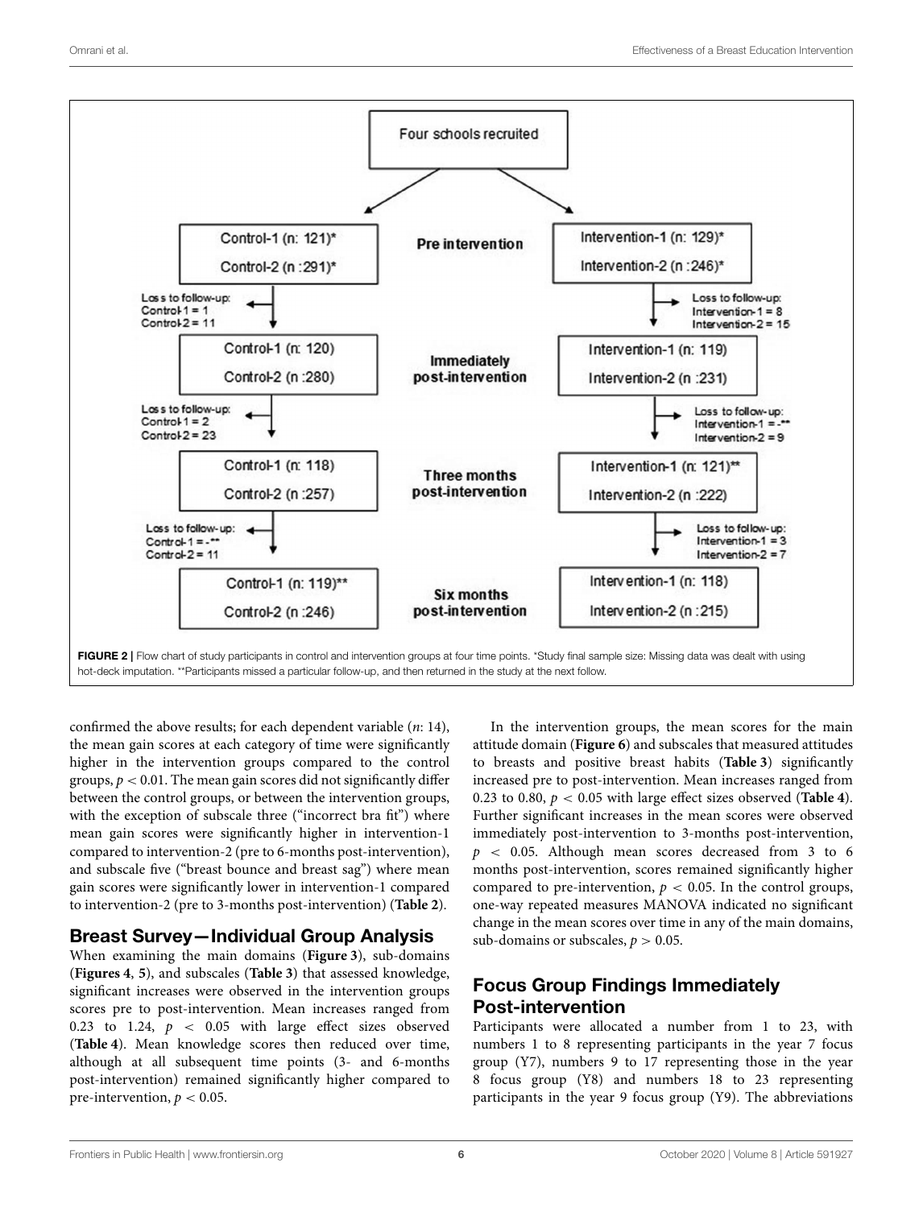Four schools recruited

| | Control | | Intervention |
|---|---|---|---|
| **Pre intervention** | Control-1 (n: 121)*<br>Control-2 (n :291)* | | Intervention-1 (n: 129)*<br>Intervention-2 (n :246)* |
| Loss to follow-up | Control-1 = 1<br>Control-2 = 11 | | Intervention-1 = 8<br>Intervention-2 = 15 |
| **Immediately post-intervention** | Control-1 (n: 120)<br>Control-2 (n :280) | | Intervention-1 (n: 119)<br>Intervention-2 (n :231) |
| Loss to follow-up | Control-1 = 2<br>Control-2 = 23 | | Intervention-1 = -**<br>Intervention-2 = 9 |
| **Three months post-intervention** | Control-1 (n: 118)<br>Control-2 (n :257) | | Intervention-1 (n: 121)**<br>Intervention-2 (n :222) |
| Loss to follow-up | Control-1 = -**<br>Control-2 = 11 | | Intervention-1 = 3<br>Intervention-2 = 7 |
| **Six months post-intervention** | Control-1 (n: 119)**<br>Control-2 (n :246) | | Intervention-1 (n: 118)<br>Intervention-2 (n :215) |

**FIGURE 2 |** Flow chart of study participants in control and intervention groups at four time points. *Study final sample size: Missing data was dealt with using hot-deck imputation. **Participants missed a particular follow-up, and then returned in the study at the next follow.

confirmed the above results; for each dependent variable (*n*: 14), the mean gain scores at each category of time were significantly higher in the intervention groups compared to the control groups, $p < 0.01$. The mean gain scores did not significantly differ between the control groups, or between the intervention groups, with the exception of subscale three ("incorrect bra fit") where mean gain scores were significantly higher in intervention-1 compared to intervention-2 (pre to 6-months post-intervention), and subscale five ("breast bounce and breast sag") where mean gain scores were significantly lower in intervention-1 compared to intervention-2 (pre to 3-months post-intervention) (**Table 2**).

## Breast Survey—Individual Group Analysis

When examining the main domains (**Figure 3**), sub-domains (**Figures 4**, **5**), and subscales (**Table 3**) that assessed knowledge, significant increases were observed in the intervention groups scores pre to post-intervention. Mean increases ranged from 0.23 to 1.24, $p < 0.05$ with large effect sizes observed (**Table 4**). Mean knowledge scores then reduced over time, although at all subsequent time points (3- and 6-months post-intervention) remained significantly higher compared to pre-intervention, $p < 0.05$.

In the intervention groups, the mean scores for the main attitude domain (**Figure 6**) and subscales that measured attitudes to breasts and positive breast habits (**Table 3**) significantly increased pre to post-intervention. Mean increases ranged from 0.23 to 0.80, $p < 0.05$ with large effect sizes observed (**Table 4**). Further significant increases in the mean scores were observed immediately post-intervention to 3-months post-intervention, $p < 0.05$. Although mean scores decreased from 3 to 6 months post-intervention, scores remained significantly higher compared to pre-intervention, $p < 0.05$. In the control groups, one-way repeated measures MANOVA indicated no significant change in the mean scores over time in any of the main domains, sub-domains or subscales, $p > 0.05$.

## Focus Group Findings Immediately Post-intervention

Participants were allocated a number from 1 to 23, with numbers 1 to 8 representing participants in the year 7 focus group (Y7), numbers 9 to 17 representing those in the year 8 focus group (Y8) and numbers 18 to 23 representing participants in the year 9 focus group (Y9). The abbreviations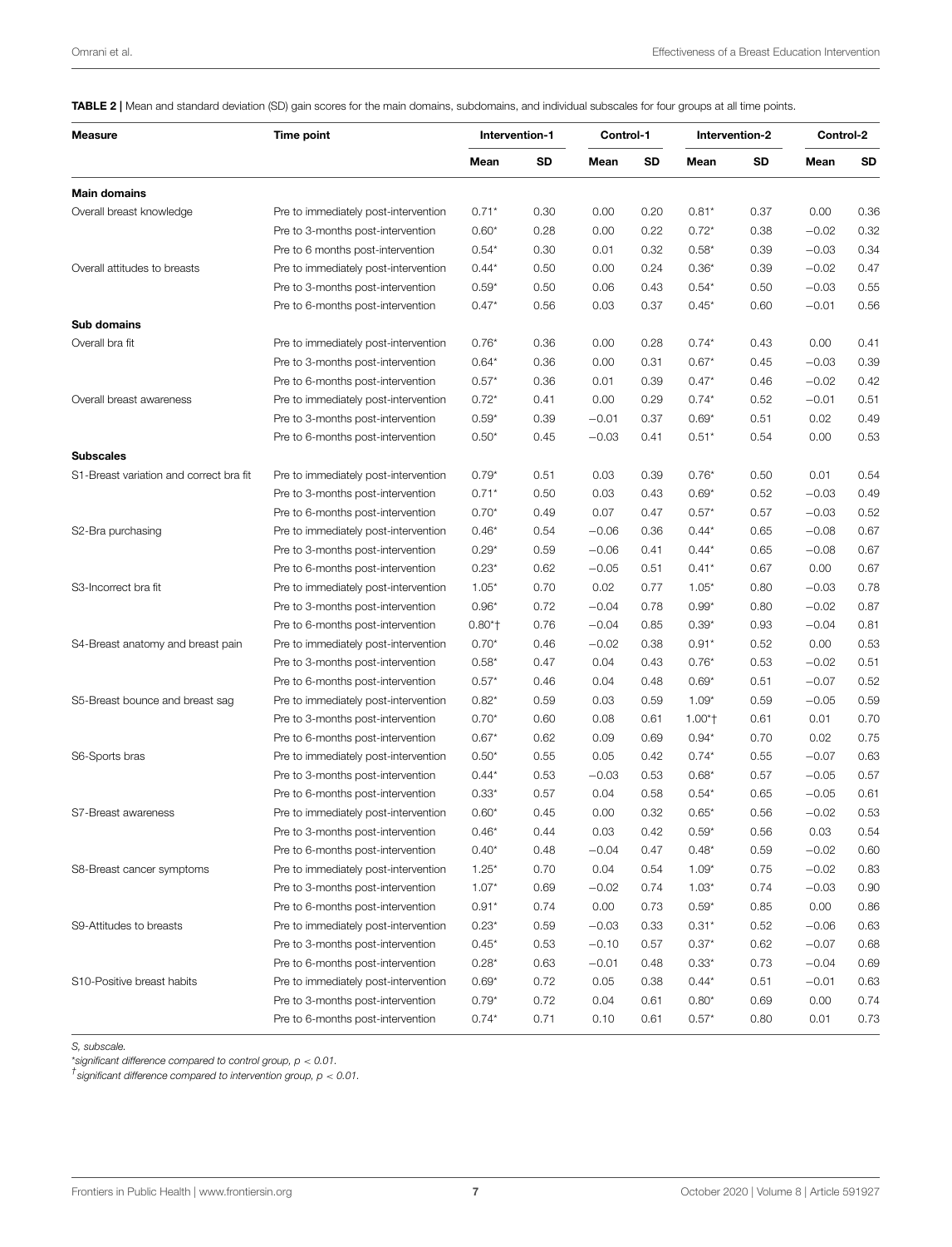**TABLE 2 |** Mean and standard deviation (SD) gain scores for the main domains, subdomains, and individual subscales for four groups at all time points.

| Measure | Time point | Intervention-1 | | Control-1 | | Intervention-2 | | Control-2 | |
|---|---|---|---|---|---|---|---|---|---|
| | | Mean | SD | Mean | SD | Mean | SD | Mean | SD |
| **Main domains** | | | | | | | | | |
| Overall breast knowledge | Pre to immediately post-intervention | 0.71* | 0.30 | 0.00 | 0.20 | 0.81* | 0.37 | 0.00 | 0.36 |
| | Pre to 3-months post-intervention | 0.60* | 0.28 | 0.00 | 0.22 | 0.72* | 0.38 | −0.02 | 0.32 |
| | Pre to 6 months post-intervention | 0.54* | 0.30 | 0.01 | 0.32 | 0.58* | 0.39 | −0.03 | 0.34 |
| Overall attitudes to breasts | Pre to immediately post-intervention | 0.44* | 0.50 | 0.00 | 0.24 | 0.36* | 0.39 | −0.02 | 0.47 |
| | Pre to 3-months post-intervention | 0.59* | 0.50 | 0.06 | 0.43 | 0.54* | 0.50 | −0.03 | 0.55 |
| | Pre to 6-months post-intervention | 0.47* | 0.56 | 0.03 | 0.37 | 0.45* | 0.60 | −0.01 | 0.56 |
| **Sub domains** | | | | | | | | | |
| Overall bra fit | Pre to immediately post-intervention | 0.76* | 0.36 | 0.00 | 0.28 | 0.74* | 0.43 | 0.00 | 0.41 |
| | Pre to 3-months post-intervention | 0.64* | 0.36 | 0.00 | 0.31 | 0.67* | 0.45 | −0.03 | 0.39 |
| | Pre to 6-months post-intervention | 0.57* | 0.36 | 0.01 | 0.39 | 0.47* | 0.46 | −0.02 | 0.42 |
| Overall breast awareness | Pre to immediately post-intervention | 0.72* | 0.41 | 0.00 | 0.29 | 0.74* | 0.52 | −0.01 | 0.51 |
| | Pre to 3-months post-intervention | 0.59* | 0.39 | −0.01 | 0.37 | 0.69* | 0.51 | 0.02 | 0.49 |
| | Pre to 6-months post-intervention | 0.50* | 0.45 | −0.03 | 0.41 | 0.51* | 0.54 | 0.00 | 0.53 |
| **Subscales** | | | | | | | | | |
| S1-Breast variation and correct bra fit | Pre to immediately post-intervention | 0.79* | 0.51 | 0.03 | 0.39 | 0.76* | 0.50 | 0.01 | 0.54 |
| | Pre to 3-months post-intervention | 0.71* | 0.50 | 0.03 | 0.43 | 0.69* | 0.52 | −0.03 | 0.49 |
| | Pre to 6-months post-intervention | 0.70* | 0.49 | 0.07 | 0.47 | 0.57* | 0.57 | −0.03 | 0.52 |
| S2-Bra purchasing | Pre to immediately post-intervention | 0.46* | 0.54 | −0.06 | 0.36 | 0.44* | 0.65 | −0.08 | 0.67 |
| | Pre to 3-months post-intervention | 0.29* | 0.59 | −0.06 | 0.41 | 0.44* | 0.65 | −0.08 | 0.67 |
| | Pre to 6-months post-intervention | 0.23* | 0.62 | −0.05 | 0.51 | 0.41* | 0.67 | 0.00 | 0.67 |
| S3-Incorrect bra fit | Pre to immediately post-intervention | 1.05* | 0.70 | 0.02 | 0.77 | 1.05* | 0.80 | −0.03 | 0.78 |
| | Pre to 3-months post-intervention | 0.96* | 0.72 | −0.04 | 0.78 | 0.99* | 0.80 | −0.02 | 0.87 |
| | Pre to 6-months post-intervention | 0.80*† | 0.76 | −0.04 | 0.85 | 0.39* | 0.93 | −0.04 | 0.81 |
| S4-Breast anatomy and breast pain | Pre to immediately post-intervention | 0.70* | 0.46 | −0.02 | 0.38 | 0.91* | 0.52 | 0.00 | 0.53 |
| | Pre to 3-months post-intervention | 0.58* | 0.47 | 0.04 | 0.43 | 0.76* | 0.53 | −0.02 | 0.51 |
| | Pre to 6-months post-intervention | 0.57* | 0.46 | 0.04 | 0.48 | 0.69* | 0.51 | −0.07 | 0.52 |
| S5-Breast bounce and breast sag | Pre to immediately post-intervention | 0.82* | 0.59 | 0.03 | 0.59 | 1.09* | 0.59 | −0.05 | 0.59 |
| | Pre to 3-months post-intervention | 0.70* | 0.60 | 0.08 | 0.61 | 1.00*† | 0.61 | 0.01 | 0.70 |
| | Pre to 6-months post-intervention | 0.67* | 0.62 | 0.09 | 0.69 | 0.94* | 0.70 | 0.02 | 0.75 |
| S6-Sports bras | Pre to immediately post-intervention | 0.50* | 0.55 | 0.05 | 0.42 | 0.74* | 0.55 | −0.07 | 0.63 |
| | Pre to 3-months post-intervention | 0.44* | 0.53 | −0.03 | 0.53 | 0.68* | 0.57 | −0.05 | 0.57 |
| | Pre to 6-months post-intervention | 0.33* | 0.57 | 0.04 | 0.58 | 0.54* | 0.65 | −0.05 | 0.61 |
| S7-Breast awareness | Pre to immediately post-intervention | 0.60* | 0.45 | 0.00 | 0.32 | 0.65* | 0.56 | −0.02 | 0.53 |
| | Pre to 3-months post-intervention | 0.46* | 0.44 | 0.03 | 0.42 | 0.59* | 0.56 | 0.03 | 0.54 |
| | Pre to 6-months post-intervention | 0.40* | 0.48 | −0.04 | 0.47 | 0.48* | 0.59 | −0.02 | 0.60 |
| S8-Breast cancer symptoms | Pre to immediately post-intervention | 1.25* | 0.70 | 0.04 | 0.54 | 1.09* | 0.75 | −0.02 | 0.83 |
| | Pre to 3-months post-intervention | 1.07* | 0.69 | −0.02 | 0.74 | 1.03* | 0.74 | −0.03 | 0.90 |
| | Pre to 6-months post-intervention | 0.91* | 0.74 | 0.00 | 0.73 | 0.59* | 0.85 | 0.00 | 0.86 |
| S9-Attitudes to breasts | Pre to immediately post-intervention | 0.23* | 0.59 | −0.03 | 0.33 | 0.31* | 0.52 | −0.06 | 0.63 |
| | Pre to 3-months post-intervention | 0.45* | 0.53 | −0.10 | 0.57 | 0.37* | 0.62 | −0.07 | 0.68 |
| | Pre to 6-months post-intervention | 0.28* | 0.63 | −0.01 | 0.48 | 0.33* | 0.73 | −0.04 | 0.69 |
| S10-Positive breast habits | Pre to immediately post-intervention | 0.69* | 0.72 | 0.05 | 0.38 | 0.44* | 0.51 | −0.01 | 0.63 |
| | Pre to 3-months post-intervention | 0.79* | 0.72 | 0.04 | 0.61 | 0.80* | 0.69 | 0.00 | 0.74 |
| | Pre to 6-months post-intervention | 0.74* | 0.71 | 0.10 | 0.61 | 0.57* | 0.80 | 0.01 | 0.73 |

*S, subscale.*

*\*significant difference compared to control group, $p < 0.01$.*

*†significant difference compared to intervention group, $p < 0.01$.*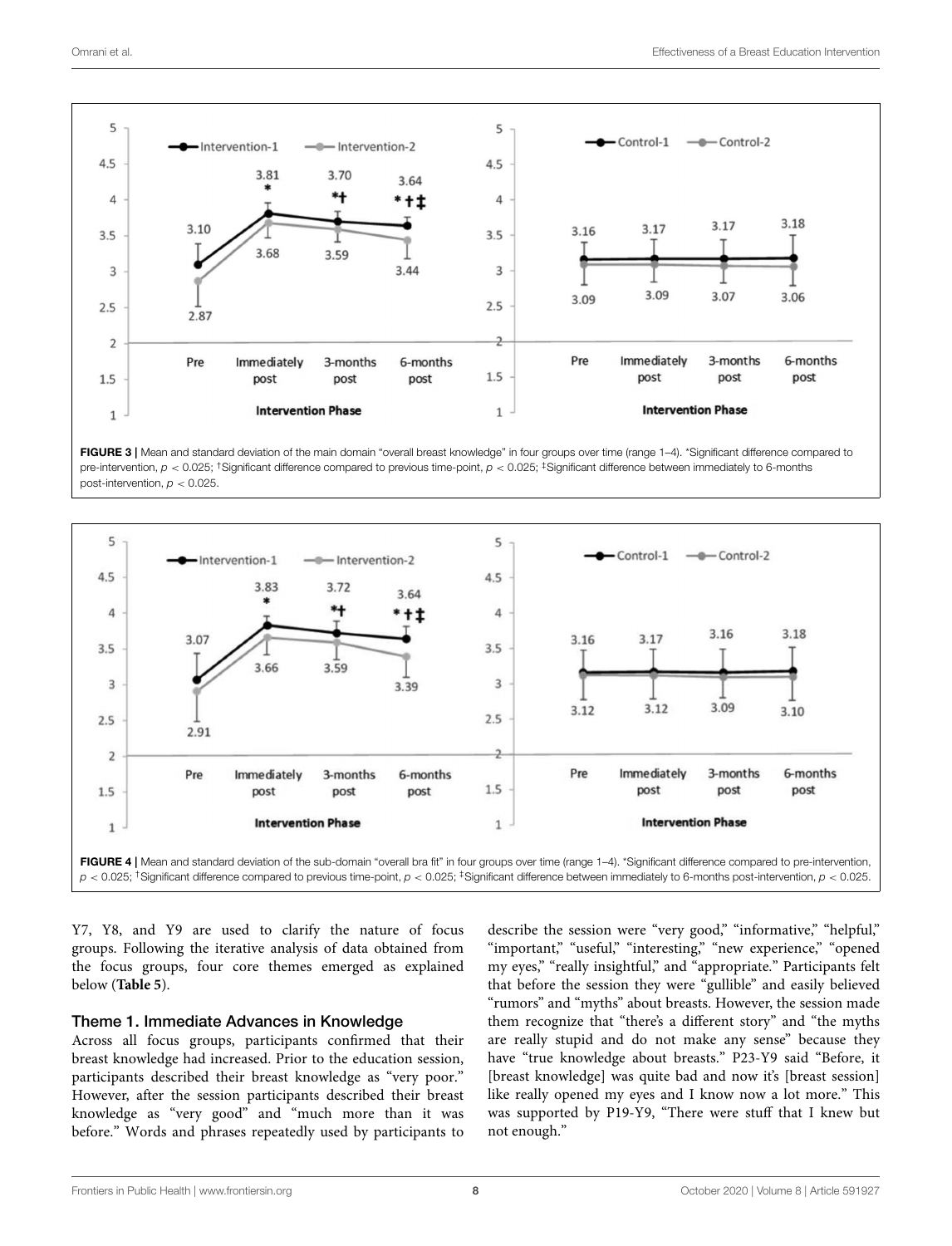FIGURE 3 | Mean and standard deviation of the main domain "overall breast knowledge" in four groups over time (range 1–4). *Significant difference compared to pre-intervention, $p < 0.025$; †Significant difference compared to previous time-point, $p < 0.025$; ‡Significant difference between immediately to 6-months post-intervention, $p < 0.025$.

FIGURE 4 | Mean and standard deviation of the sub-domain "overall bra fit" in four groups over time (range 1–4). *Significant difference compared to pre-intervention, $p < 0.025$; †Significant difference compared to previous time-point, $p < 0.025$; ‡Significant difference between immediately to 6-months post-intervention, $p < 0.025$.

Y7, Y8, and Y9 are used to clarify the nature of focus groups. Following the iterative analysis of data obtained from the focus groups, four core themes emerged as explained below (**Table 5**).

### Theme 1. Immediate Advances in Knowledge

Across all focus groups, participants confirmed that their breast knowledge had increased. Prior to the education session, participants described their breast knowledge as "very poor." However, after the session participants described their breast knowledge as "very good" and "much more than it was before." Words and phrases repeatedly used by participants to describe the session were "very good," "informative," "helpful," "important," "useful," "interesting," "new experience," "opened my eyes," "really insightful," and "appropriate." Participants felt that before the session they were "gullible" and easily believed "rumors" and "myths" about breasts. However, the session made them recognize that "there's a different story" and "the myths are really stupid and do not make any sense" because they have "true knowledge about breasts." P23-Y9 said "Before, it [breast knowledge] was quite bad and now it's [breast session] like really opened my eyes and I know now a lot more." This was supported by P19-Y9, "There were stuff that I knew but not enough."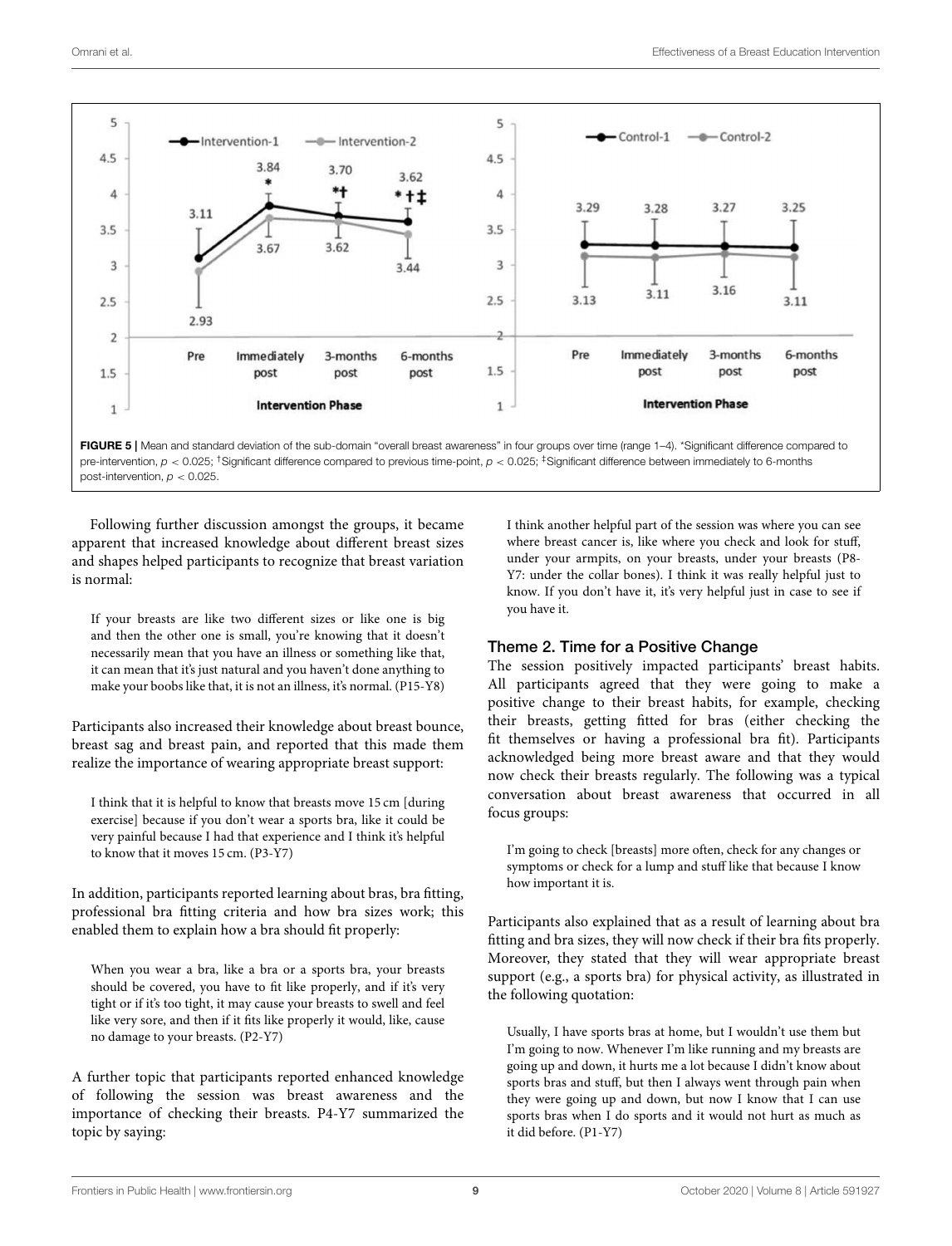FIGURE 5 | Mean and standard deviation of the sub-domain "overall breast awareness" in four groups over time (range 1–4). *Significant difference compared to pre-intervention, $p < 0.025$; †Significant difference compared to previous time-point, $p < 0.025$; ‡Significant difference between immediately to 6-months post-intervention, $p < 0.025$.

Following further discussion amongst the groups, it became apparent that increased knowledge about different breast sizes and shapes helped participants to recognize that breast variation is normal:

> If your breasts are like two different sizes or like one is big and then the other one is small, you're knowing that it doesn't necessarily mean that you have an illness or something like that, it can mean that it's just natural and you haven't done anything to make your boobs like that, it is not an illness, it's normal. (P15-Y8)

Participants also increased their knowledge about breast bounce, breast sag and breast pain, and reported that this made them realize the importance of wearing appropriate breast support:

> I think that it is helpful to know that breasts move 15 cm [during exercise] because if you don't wear a sports bra, like it could be very painful because I had that experience and I think it's helpful to know that it moves 15 cm. (P3-Y7)

In addition, participants reported learning about bras, bra fitting, professional bra fitting criteria and how bra sizes work; this enabled them to explain how a bra should fit properly:

> When you wear a bra, like a bra or a sports bra, your breasts should be covered, you have to fit like properly, and if it's very tight or if it's too tight, it may cause your breasts to swell and feel like very sore, and then if it fits like properly it would, like, cause no damage to your breasts. (P2-Y7)

A further topic that participants reported enhanced knowledge of following the session was breast awareness and the importance of checking their breasts. P4-Y7 summarized the topic by saying:

> I think another helpful part of the session was where you can see where breast cancer is, like where you check and look for stuff, under your armpits, on your breasts, under your breasts (P8-Y7: under the collar bones). I think it was really helpful just to know. If you don't have it, it's very helpful just in case to see if you have it.

### Theme 2. Time for a Positive Change

The session positively impacted participants' breast habits. All participants agreed that they were going to make a positive change to their breast habits, for example, checking their breasts, getting fitted for bras (either checking the fit themselves or having a professional bra fit). Participants acknowledged being more breast aware and that they would now check their breasts regularly. The following was a typical conversation about breast awareness that occurred in all focus groups:

> I'm going to check [breasts] more often, check for any changes or symptoms or check for a lump and stuff like that because I know how important it is.

Participants also explained that as a result of learning about bra fitting and bra sizes, they will now check if their bra fits properly. Moreover, they stated that they will wear appropriate breast support (e.g., a sports bra) for physical activity, as illustrated in the following quotation:

> Usually, I have sports bras at home, but I wouldn't use them but I'm going to now. Whenever I'm like running and my breasts are going up and down, it hurts me a lot because I didn't know about sports bras and stuff, but then I always went through pain when they were going up and down, but now I know that I can use sports bras when I do sports and it would not hurt as much as it did before. (P1-Y7)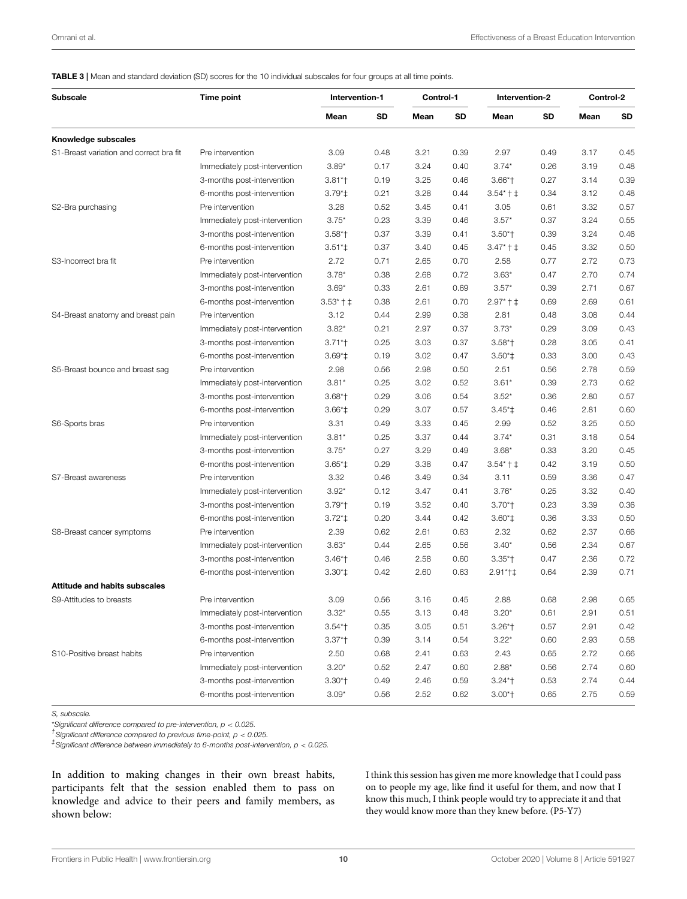**TABLE 3 |** Mean and standard deviation (SD) scores for the 10 individual subscales for four groups at all time points.

| Subscale | Time point | Intervention-1 | | Control-1 | | Intervention-2 | | Control-2 | |
|---|---|---|---|---|---|---|---|---|---|
| | | Mean | SD | Mean | SD | Mean | SD | Mean | SD |
| **Knowledge subscales** | | | | | | | | | |
| S1-Breast variation and correct bra fit | Pre intervention | 3.09 | 0.48 | 3.21 | 0.39 | 2.97 | 0.49 | 3.17 | 0.45 |
| | Immediately post-intervention | 3.89* | 0.17 | 3.24 | 0.40 | 3.74* | 0.26 | 3.19 | 0.48 |
| | 3-months post-intervention | 3.81*† | 0.19 | 3.25 | 0.46 | 3.66*† | 0.27 | 3.14 | 0.39 |
| | 6-months post-intervention | 3.79*‡ | 0.21 | 3.28 | 0.44 | 3.54* † ‡ | 0.34 | 3.12 | 0.48 |
| S2-Bra purchasing | Pre intervention | 3.28 | 0.52 | 3.45 | 0.41 | 3.05 | 0.61 | 3.32 | 0.57 |
| | Immediately post-intervention | 3.75* | 0.23 | 3.39 | 0.46 | 3.57* | 0.37 | 3.24 | 0.55 |
| | 3-months post-intervention | 3.58*† | 0.37 | 3.39 | 0.41 | 3.50*† | 0.39 | 3.24 | 0.46 |
| | 6-months post-intervention | 3.51*‡ | 0.37 | 3.40 | 0.45 | 3.47* † ‡ | 0.45 | 3.32 | 0.50 |
| S3-Incorrect bra fit | Pre intervention | 2.72 | 0.71 | 2.65 | 0.70 | 2.58 | 0.77 | 2.72 | 0.73 |
| | Immediately post-intervention | 3.78* | 0.38 | 2.68 | 0.72 | 3.63* | 0.47 | 2.70 | 0.74 |
| | 3-months post-intervention | 3.69* | 0.33 | 2.61 | 0.69 | 3.57* | 0.39 | 2.71 | 0.67 |
| | 6-months post-intervention | 3.53* † ‡ | 0.38 | 2.61 | 0.70 | 2.97* † ‡ | 0.69 | 2.69 | 0.61 |
| S4-Breast anatomy and breast pain | Pre intervention | 3.12 | 0.44 | 2.99 | 0.38 | 2.81 | 0.48 | 3.08 | 0.44 |
| | Immediately post-intervention | 3.82* | 0.21 | 2.97 | 0.37 | 3.73* | 0.29 | 3.09 | 0.43 |
| | 3-months post-intervention | 3.71*† | 0.25 | 3.03 | 0.37 | 3.58*† | 0.28 | 3.05 | 0.41 |
| | 6-months post-intervention | 3.69*‡ | 0.19 | 3.02 | 0.47 | 3.50*‡ | 0.33 | 3.00 | 0.43 |
| S5-Breast bounce and breast sag | Pre intervention | 2.98 | 0.56 | 2.98 | 0.50 | 2.51 | 0.56 | 2.78 | 0.59 |
| | Immediately post-intervention | 3.81* | 0.25 | 3.02 | 0.52 | 3.61* | 0.39 | 2.73 | 0.62 |
| | 3-months post-intervention | 3.68*† | 0.29 | 3.06 | 0.54 | 3.52* | 0.36 | 2.80 | 0.57 |
| | 6-months post-intervention | 3.66*‡ | 0.29 | 3.07 | 0.57 | 3.45*‡ | 0.46 | 2.81 | 0.60 |
| S6-Sports bras | Pre intervention | 3.31 | 0.49 | 3.33 | 0.45 | 2.99 | 0.52 | 3.25 | 0.50 |
| | Immediately post-intervention | 3.81* | 0.25 | 3.37 | 0.44 | 3.74* | 0.31 | 3.18 | 0.54 |
| | 3-months post-intervention | 3.75* | 0.27 | 3.29 | 0.49 | 3.68* | 0.33 | 3.20 | 0.45 |
| | 6-months post-intervention | 3.65*‡ | 0.29 | 3.38 | 0.47 | 3.54* † ‡ | 0.42 | 3.19 | 0.50 |
| S7-Breast awareness | Pre intervention | 3.32 | 0.46 | 3.49 | 0.34 | 3.11 | 0.59 | 3.36 | 0.47 |
| | Immediately post-intervention | 3.92* | 0.12 | 3.47 | 0.41 | 3.76* | 0.25 | 3.32 | 0.40 |
| | 3-months post-intervention | 3.79*† | 0.19 | 3.52 | 0.40 | 3.70*† | 0.23 | 3.39 | 0.36 |
| | 6-months post-intervention | 3.72*‡ | 0.20 | 3.44 | 0.42 | 3.60*‡ | 0.36 | 3.33 | 0.50 |
| S8-Breast cancer symptoms | Pre intervention | 2.39 | 0.62 | 2.61 | 0.63 | 2.32 | 0.62 | 2.37 | 0.66 |
| | Immediately post-intervention | 3.63* | 0.44 | 2.65 | 0.56 | 3.40* | 0.56 | 2.34 | 0.67 |
| | 3-months post-intervention | 3.46*† | 0.46 | 2.58 | 0.60 | 3.35*† | 0.47 | 2.36 | 0.72 |
| | 6-months post-intervention | 3.30*‡ | 0.42 | 2.60 | 0.63 | 2.91*†‡ | 0.64 | 2.39 | 0.71 |
| **Attitude and habits subscales** | | | | | | | | | |
| S9-Attitudes to breasts | Pre intervention | 3.09 | 0.56 | 3.16 | 0.45 | 2.88 | 0.68 | 2.98 | 0.65 |
| | Immediately post-intervention | 3.32* | 0.55 | 3.13 | 0.48 | 3.20* | 0.61 | 2.91 | 0.51 |
| | 3-months post-intervention | 3.54*† | 0.35 | 3.05 | 0.51 | 3.26*† | 0.57 | 2.91 | 0.42 |
| | 6-months post-intervention | 3.37*† | 0.39 | 3.14 | 0.54 | 3.22* | 0.60 | 2.93 | 0.58 |
| S10-Positive breast habits | Pre intervention | 2.50 | 0.68 | 2.41 | 0.63 | 2.43 | 0.65 | 2.72 | 0.66 |
| | Immediately post-intervention | 3.20* | 0.52 | 2.47 | 0.60 | 2.88* | 0.56 | 2.74 | 0.60 |
| | 3-months post-intervention | 3.30*† | 0.49 | 2.46 | 0.59 | 3.24*† | 0.53 | 2.74 | 0.44 |
| | 6-months post-intervention | 3.09* | 0.56 | 2.52 | 0.62 | 3.00*† | 0.65 | 2.75 | 0.59 |

*S, subscale.*

*Significant difference compared to pre-intervention, $p < 0.025$.*

†*Significant difference compared to previous time-point, $p < 0.025$.*

‡*Significant difference between immediately to 6-months post-intervention, $p < 0.025$.*

In addition to making changes in their own breast habits, participants felt that the session enabled them to pass on knowledge and advice to their peers and family members, as shown below:

> I think this session has given me more knowledge that I could pass on to people my age, like find it useful for them, and now that I know this much, I think people would try to appreciate it and that they would know more than they knew before. (P5-Y7)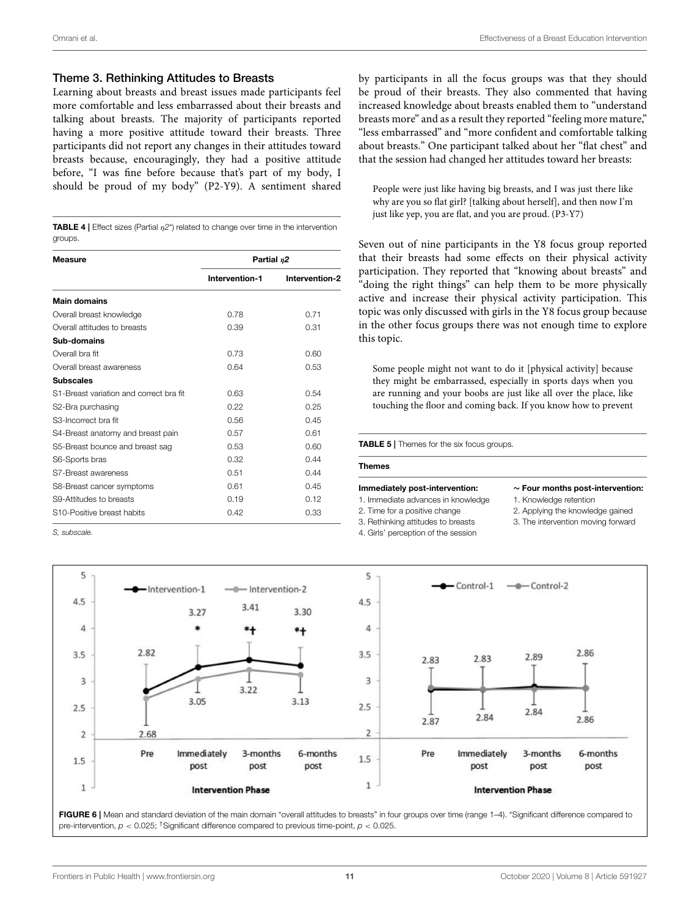### Theme 3. Rethinking Attitudes to Breasts

Learning about breasts and breast issues made participants feel more comfortable and less embarrassed about their breasts and talking about breasts. The majority of participants reported having a more positive attitude toward their breasts. Three participants did not report any changes in their attitudes toward breasts because, encouragingly, they had a positive attitude before, "I was fine before because that's part of my body, I should be proud of my body" (P2-Y9). A sentiment shared by participants in all the focus groups was that they should be proud of their breasts. They also commented that having increased knowledge about breasts enabled them to "understand breasts more" and as a result they reported "feeling more mature," "less embarrassed" and "more confident and comfortable talking about breasts." One participant talked about her "flat chest" and that the session had changed her attitudes toward her breasts:

> People were just like having big breasts, and I was just there like why are you so flat girl? [talking about herself], and then now I'm just like yep, you are flat, and you are proud. (P3-Y7)

Seven out of nine participants in the Y8 focus group reported that their breasts had some effects on their physical activity participation. They reported that "knowing about breasts" and "doing the right things" can help them to be more physically active and increase their physical activity participation. This topic was only discussed with girls in the Y8 focus group because in the other focus groups there was not enough time to explore this topic.

> Some people might not want to do it [physical activity] because they might be embarrassed, especially in sports days when you are running and your boobs are just like all over the place, like touching the floor and coming back. If you know how to prevent

**TABLE 4 |** Effect sizes (Partial $\eta^2$) related to change over time in the intervention groups.

| Measure | Partial $\eta^2$ | |
|---|---|---|
| | Intervention-1 | Intervention-2 |
| **Main domains** | | |
| Overall breast knowledge | 0.78 | 0.71 |
| Overall attitudes to breasts | 0.39 | 0.31 |
| **Sub-domains** | | |
| Overall bra fit | 0.73 | 0.60 |
| Overall breast awareness | 0.64 | 0.53 |
| **Subscales** | | |
| S1-Breast variation and correct bra fit | 0.63 | 0.54 |
| S2-Bra purchasing | 0.22 | 0.25 |
| S3-Incorrect bra fit | 0.56 | 0.45 |
| S4-Breast anatomy and breast pain | 0.57 | 0.61 |
| S5-Breast bounce and breast sag | 0.53 | 0.60 |
| S6-Sports bras | 0.32 | 0.44 |
| S7-Breast awareness | 0.51 | 0.44 |
| S8-Breast cancer symptoms | 0.61 | 0.45 |
| S9-Attitudes to breasts | 0.19 | 0.12 |
| S10-Positive breast habits | 0.42 | 0.33 |

*S, subscale.*

**TABLE 5 |** Themes for the six focus groups.

| Themes | |
|---|---|
| **Immediately post-intervention:** | **∼ Four months post-intervention:** |
| 1. Immediate advances in knowledge | 1. Knowledge retention |
| 2. Time for a positive change | 2. Applying the knowledge gained |
| 3. Rethinking attitudes to breasts | 3. The intervention moving forward |
| 4. Girls' perception of the session | |

**FIGURE 6 |** Mean and standard deviation of the main domain "overall attitudes to breasts" in four groups over time (range 1–4). *Significant difference compared to pre-intervention, $p < 0.025$; †Significant difference compared to previous time-point, $p < 0.025$.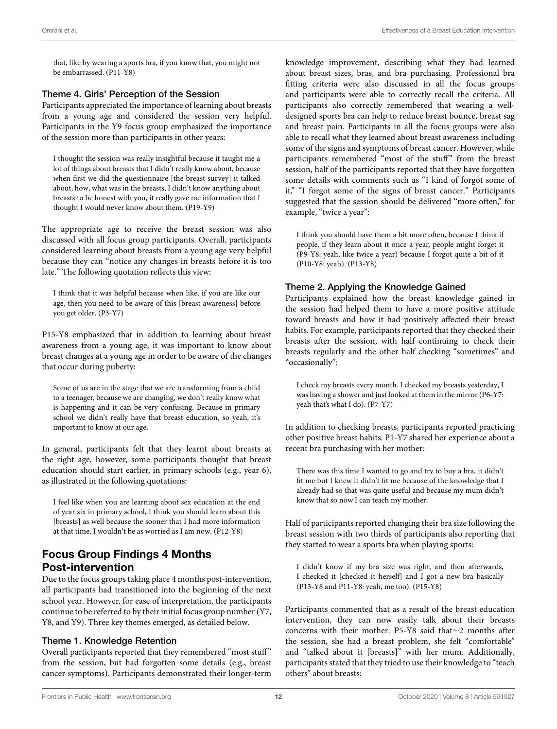that, like by wearing a sports bra, if you know that, you might not be embarrassed. (P11-Y8)

### Theme 4. Girls' Perception of the Session

Participants appreciated the importance of learning about breasts from a young age and considered the session very helpful. Participants in the Y9 focus group emphasized the importance of the session more than participants in other years:

> I thought the session was really insightful because it taught me a lot of things about breasts that I didn't really know about, because when first we did the questionnaire [the breast survey] it talked about, how, what was in the breasts, I didn't know anything about breasts to be honest with you, it really gave me information that I thought I would never know about them. (P19-Y9)

The appropriate age to receive the breast session was also discussed with all focus group participants. Overall, participants considered learning about breasts from a young age very helpful because they can "notice any changes in breasts before it is too late." The following quotation reflects this view:

> I think that it was helpful because when like, if you are like our age, then you need to be aware of this [breast awareness] before you get older. (P3-Y7)

P15-Y8 emphasized that in addition to learning about breast awareness from a young age, it was important to know about breast changes at a young age in order to be aware of the changes that occur during puberty:

> Some of us are in the stage that we are transforming from a child to a teenager, because we are changing, we don't really know what is happening and it can be very confusing. Because in primary school we didn't really have that breast education, so yeah, it's important to know at our age.

In general, participants felt that they learnt about breasts at the right age, however, some participants thought that breast education should start earlier, in primary schools (e.g., year 6), as illustrated in the following quotations:

> I feel like when you are learning about sex education at the end of year six in primary school, I think you should learn about this [breasts] as well because the sooner that I had more information at that time, I wouldn't be as worried as I am now. (P12-Y8)

## Focus Group Findings 4 Months Post-intervention

Due to the focus groups taking place 4 months post-intervention, all participants had transitioned into the beginning of the next school year. However, for ease of interpretation, the participants continue to be referred to by their initial focus group number (Y7, Y8, and Y9). Three key themes emerged, as detailed below.

### Theme 1. Knowledge Retention

Overall participants reported that they remembered "most stuff" from the session, but had forgotten some details (e.g., breast cancer symptoms). Participants demonstrated their longer-term knowledge improvement, describing what they had learned about breast sizes, bras, and bra purchasing. Professional bra fitting criteria were also discussed in all the focus groups and participants were able to correctly recall the criteria. All participants also correctly remembered that wearing a well-designed sports bra can help to reduce breast bounce, breast sag and breast pain. Participants in all the focus groups were also able to recall what they learned about breast awareness including some of the signs and symptoms of breast cancer. However, while participants remembered "most of the stuff" from the breast session, half of the participants reported that they have forgotten some details with comments such as "I kind of forgot some of it," "I forgot some of the signs of breast cancer." Participants suggested that the session should be delivered "more often," for example, "twice a year":

> I think you should have them a bit more often, because I think if people, if they learn about it once a year, people might forget it (P9-Y8: yeah, like twice a year) because I forgot quite a bit of it (P10-Y8: yeah). (P13-Y8)

### Theme 2. Applying the Knowledge Gained

Participants explained how the breast knowledge gained in the session had helped them to have a more positive attitude toward breasts and how it had positively affected their breast habits. For example, participants reported that they checked their breasts after the session, with half continuing to check their breasts regularly and the other half checking "sometimes" and "occasionally":

> I check my breasts every month. I checked my breasts yesterday, I was having a shower and just looked at them in the mirror (P6-Y7: yeah that's what I do). (P7-Y7)

In addition to checking breasts, participants reported practicing other positive breast habits. P1-Y7 shared her experience about a recent bra purchasing with her mother:

> There was this time I wanted to go and try to buy a bra, it didn't fit me but I knew it didn't fit me because of the knowledge that I already had so that was quite useful and because my mum didn't know that so now I can teach my mother.

Half of participants reported changing their bra size following the breast session with two thirds of participants also reporting that they started to wear a sports bra when playing sports:

> I didn't know if my bra size was right, and then afterwards, I checked it [checked it herself] and I got a new bra basically (P13-Y8 and P11-Y8: yeah, me too). (P15-Y8)

Participants commented that as a result of the breast education intervention, they can now easily talk about their breasts concerns with their mother. P5-Y8 said that ~2 months after the session, she had a breast problem, she felt "comfortable" and "talked about it [breasts]" with her mum. Additionally, participants stated that they tried to use their knowledge to "teach others" about breasts: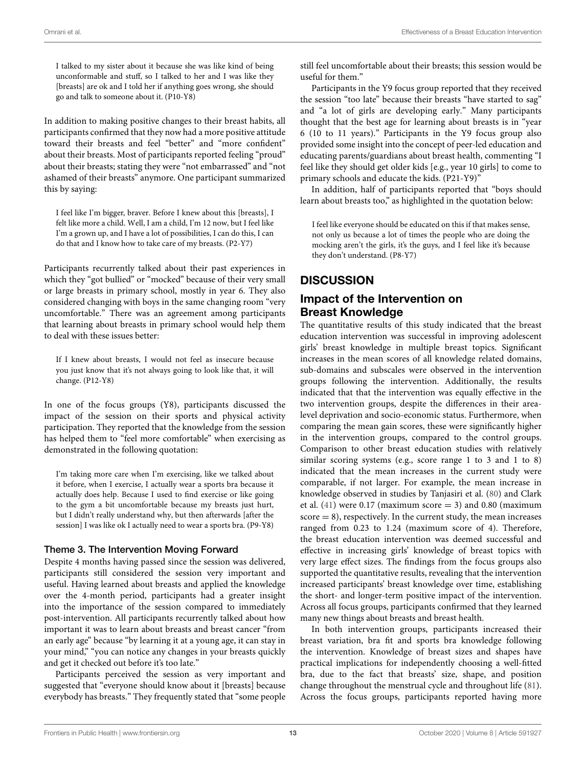> I talked to my sister about it because she was like kind of being unconformable and stuff, so I talked to her and I was like they [breasts] are ok and I told her if anything goes wrong, she should go and talk to someone about it. (P10-Y8)

In addition to making positive changes to their breast habits, all participants confirmed that they now had a more positive attitude toward their breasts and feel "better" and "more confident" about their breasts. Most of participants reported feeling "proud" about their breasts; stating they were "not embarrassed" and "not ashamed of their breasts" anymore. One participant summarized this by saying:

> I feel like I'm bigger, braver. Before I knew about this [breasts], I felt like more a child. Well, I am a child, I'm 12 now, but I feel like I'm a grown up, and I have a lot of possibilities, I can do this, I can do that and I know how to take care of my breasts. (P2-Y7)

Participants recurrently talked about their past experiences in which they "got bullied" or "mocked" because of their very small or large breasts in primary school, mostly in year 6. They also considered changing with boys in the same changing room "very uncomfortable." There was an agreement among participants that learning about breasts in primary school would help them to deal with these issues better:

> If I knew about breasts, I would not feel as insecure because you just know that it's not always going to look like that, it will change. (P12-Y8)

In one of the focus groups (Y8), participants discussed the impact of the session on their sports and physical activity participation. They reported that the knowledge from the session has helped them to "feel more comfortable" when exercising as demonstrated in the following quotation:

> I'm taking more care when I'm exercising, like we talked about it before, when I exercise, I actually wear a sports bra because it actually does help. Because I used to find exercise or like going to the gym a bit uncomfortable because my breasts just hurt, but I didn't really understand why, but then afterwards [after the session] I was like ok I actually need to wear a sports bra. (P9-Y8)

### Theme 3. The Intervention Moving Forward

Despite 4 months having passed since the session was delivered, participants still considered the session very important and useful. Having learned about breasts and applied the knowledge over the 4-month period, participants had a greater insight into the importance of the session compared to immediately post-intervention. All participants recurrently talked about how important it was to learn about breasts and breast cancer "from an early age" because "by learning it at a young age, it can stay in your mind," "you can notice any changes in your breasts quickly and get it checked out before it's too late."

Participants perceived the session as very important and suggested that "everyone should know about it [breasts] because everybody has breasts." They frequently stated that "some people still feel uncomfortable about their breasts; this session would be useful for them."

Participants in the Y9 focus group reported that they received the session "too late" because their breasts "have started to sag" and "a lot of girls are developing early." Many participants thought that the best age for learning about breasts is in "year 6 (10 to 11 years)." Participants in the Y9 focus group also provided some insight into the concept of peer-led education and educating parents/guardians about breast health, commenting "I feel like they should get older kids [e.g., year 10 girls] to come to primary schools and educate the kids. (P21-Y9)"

In addition, half of participants reported that "boys should learn about breasts too," as highlighted in the quotation below:

> I feel like everyone should be educated on this if that makes sense, not only us because a lot of times the people who are doing the mocking aren't the girls, it's the guys, and I feel like it's because they don't understand. (P8-Y7)

## DISCUSSION

### Impact of the Intervention on Breast Knowledge

The quantitative results of this study indicated that the breast education intervention was successful in improving adolescent girls' breast knowledge in multiple breast topics. Significant increases in the mean scores of all knowledge related domains, sub-domains and subscales were observed in the intervention groups following the intervention. Additionally, the results indicated that that the intervention was equally effective in the two intervention groups, despite the differences in their area-level deprivation and socio-economic status. Furthermore, when comparing the mean gain scores, these were significantly higher in the intervention groups, compared to the control groups. Comparison to other breast education studies with relatively similar scoring systems (e.g., score range 1 to 3 and 1 to 8) indicated that the mean increases in the current study were comparable, if not larger. For example, the mean increase in knowledge observed in studies by Tanjasiri et al. (80) and Clark et al. (41) were 0.17 (maximum score = 3) and 0.80 (maximum score = 8), respectively. In the current study, the mean increases ranged from 0.23 to 1.24 (maximum score of 4). Therefore, the breast education intervention was deemed successful and effective in increasing girls' knowledge of breast topics with very large effect sizes. The findings from the focus groups also supported the quantitative results, revealing that the intervention increased participants' breast knowledge over time, establishing the short- and longer-term positive impact of the intervention. Across all focus groups, participants confirmed that they learned many new things about breasts and breast health.

In both intervention groups, participants increased their breast variation, bra fit and sports bra knowledge following the intervention. Knowledge of breast sizes and shapes have practical implications for independently choosing a well-fitted bra, due to the fact that breasts' size, shape, and position change throughout the menstrual cycle and throughout life (81). Across the focus groups, participants reported having more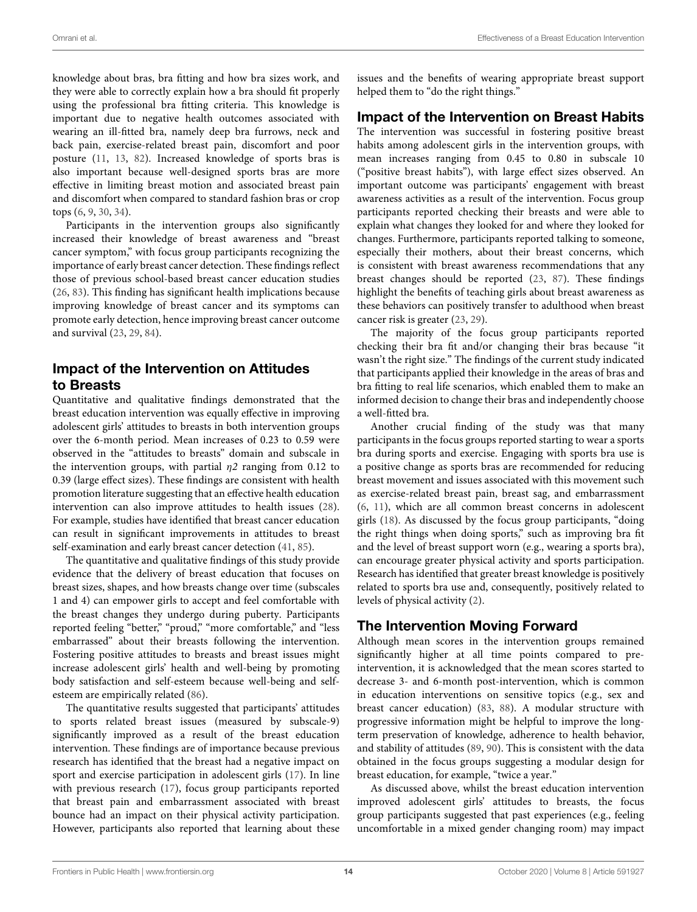knowledge about bras, bra fitting and how bra sizes work, and they were able to correctly explain how a bra should fit properly using the professional bra fitting criteria. This knowledge is important due to negative health outcomes associated with wearing an ill-fitted bra, namely deep bra furrows, neck and back pain, exercise-related breast pain, discomfort and poor posture (11, 13, 82). Increased knowledge of sports bras is also important because well-designed sports bras are more effective in limiting breast motion and associated breast pain and discomfort when compared to standard fashion bras or crop tops (6, 9, 30, 34).

Participants in the intervention groups also significantly increased their knowledge of breast awareness and "breast cancer symptom," with focus group participants recognizing the importance of early breast cancer detection. These findings reflect those of previous school-based breast cancer education studies (26, 83). This finding has significant health implications because improving knowledge of breast cancer and its symptoms can promote early detection, hence improving breast cancer outcome and survival (23, 29, 84).

## Impact of the Intervention on Attitudes to Breasts

Quantitative and qualitative findings demonstrated that the breast education intervention was equally effective in improving adolescent girls' attitudes to breasts in both intervention groups over the 6-month period. Mean increases of 0.23 to 0.59 were observed in the "attitudes to breasts" domain and subscale in the intervention groups, with partial $\eta 2$ ranging from 0.12 to 0.39 (large effect sizes). These findings are consistent with health promotion literature suggesting that an effective health education intervention can also improve attitudes to health issues (28). For example, studies have identified that breast cancer education can result in significant improvements in attitudes to breast self-examination and early breast cancer detection (41, 85).

The quantitative and qualitative findings of this study provide evidence that the delivery of breast education that focuses on breast sizes, shapes, and how breasts change over time (subscales 1 and 4) can empower girls to accept and feel comfortable with the breast changes they undergo during puberty. Participants reported feeling "better," "proud," "more comfortable," and "less embarrassed" about their breasts following the intervention. Fostering positive attitudes to breasts and breast issues might increase adolescent girls' health and well-being by promoting body satisfaction and self-esteem because well-being and self-esteem are empirically related (86).

The quantitative results suggested that participants' attitudes to sports related breast issues (measured by subscale-9) significantly improved as a result of the breast education intervention. These findings are of importance because previous research has identified that the breast had a negative impact on sport and exercise participation in adolescent girls (17). In line with previous research (17), focus group participants reported that breast pain and embarrassment associated with breast bounce had an impact on their physical activity participation. However, participants also reported that learning about these issues and the benefits of wearing appropriate breast support helped them to "do the right things."

## Impact of the Intervention on Breast Habits

The intervention was successful in fostering positive breast habits among adolescent girls in the intervention groups, with mean increases ranging from 0.45 to 0.80 in subscale 10 ("positive breast habits"), with large effect sizes observed. An important outcome was participants' engagement with breast awareness activities as a result of the intervention. Focus group participants reported checking their breasts and were able to explain what changes they looked for and where they looked for changes. Furthermore, participants reported talking to someone, especially their mothers, about their breast concerns, which is consistent with breast awareness recommendations that any breast changes should be reported (23, 87). These findings highlight the benefits of teaching girls about breast awareness as these behaviors can positively transfer to adulthood when breast cancer risk is greater (23, 29).

The majority of the focus group participants reported checking their bra fit and/or changing their bras because "it wasn't the right size." The findings of the current study indicated that participants applied their knowledge in the areas of bras and bra fitting to real life scenarios, which enabled them to make an informed decision to change their bras and independently choose a well-fitted bra.

Another crucial finding of the study was that many participants in the focus groups reported starting to wear a sports bra during sports and exercise. Engaging with sports bra use is a positive change as sports bras are recommended for reducing breast movement and issues associated with this movement such as exercise-related breast pain, breast sag, and embarrassment (6, 11), which are all common breast concerns in adolescent girls (18). As discussed by the focus group participants, "doing the right things when doing sports," such as improving bra fit and the level of breast support worn (e.g., wearing a sports bra), can encourage greater physical activity and sports participation. Research has identified that greater breast knowledge is positively related to sports bra use and, consequently, positively related to levels of physical activity (2).

## The Intervention Moving Forward

Although mean scores in the intervention groups remained significantly higher at all time points compared to pre-intervention, it is acknowledged that the mean scores started to decrease 3- and 6-month post-intervention, which is common in education interventions on sensitive topics (e.g., sex and breast cancer education) (83, 88). A modular structure with progressive information might be helpful to improve the long-term preservation of knowledge, adherence to health behavior, and stability of attitudes (89, 90). This is consistent with the data obtained in the focus groups suggesting a modular design for breast education, for example, "twice a year."

As discussed above, whilst the breast education intervention improved adolescent girls' attitudes to breasts, the focus group participants suggested that past experiences (e.g., feeling uncomfortable in a mixed gender changing room) may impact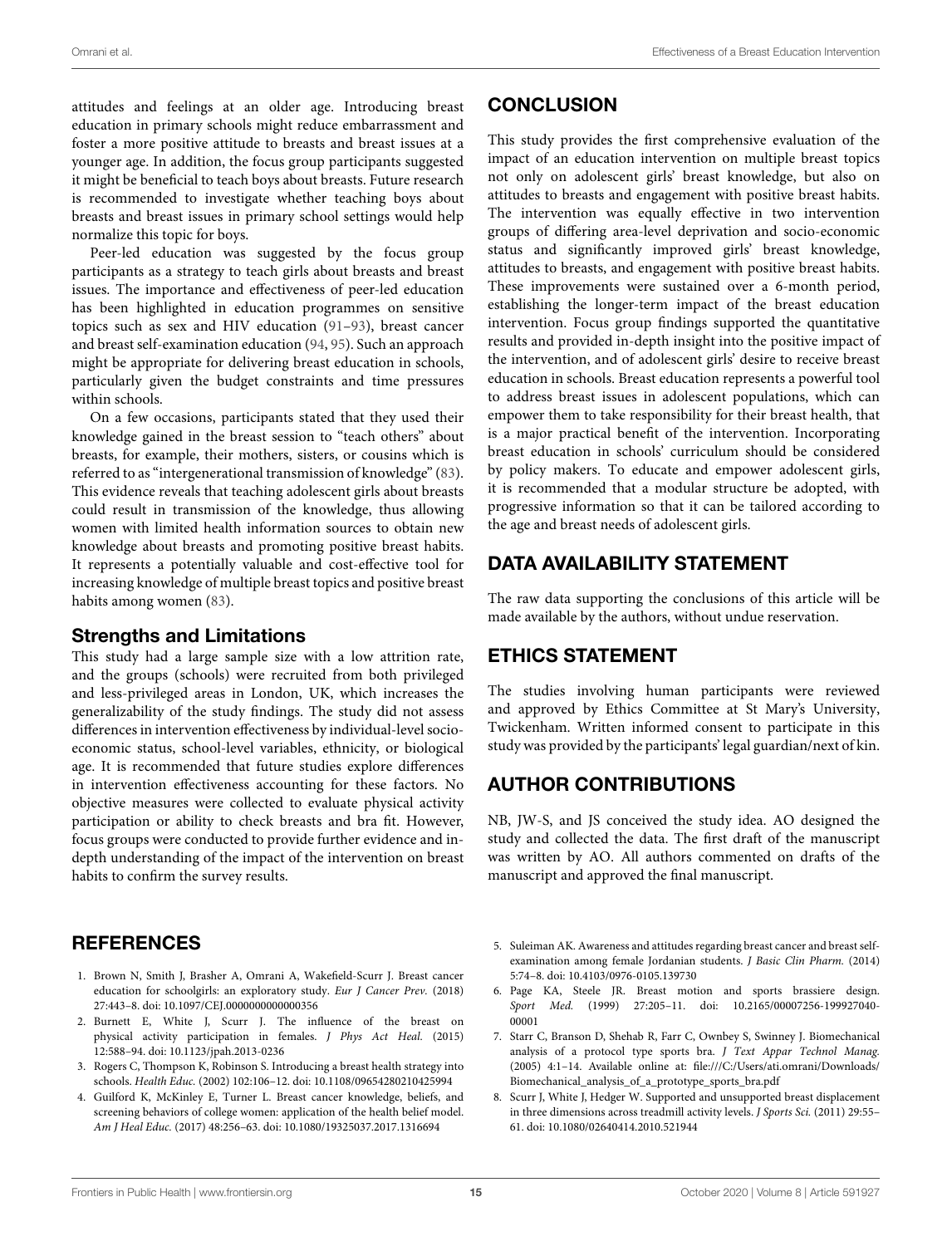attitudes and feelings at an older age. Introducing breast education in primary schools might reduce embarrassment and foster a more positive attitude to breasts and breast issues at a younger age. In addition, the focus group participants suggested it might be beneficial to teach boys about breasts. Future research is recommended to investigate whether teaching boys about breasts and breast issues in primary school settings would help normalize this topic for boys.

Peer-led education was suggested by the focus group participants as a strategy to teach girls about breasts and breast issues. The importance and effectiveness of peer-led education has been highlighted in education programmes on sensitive topics such as sex and HIV education (91–93), breast cancer and breast self-examination education (94, 95). Such an approach might be appropriate for delivering breast education in schools, particularly given the budget constraints and time pressures within schools.

On a few occasions, participants stated that they used their knowledge gained in the breast session to "teach others" about breasts, for example, their mothers, sisters, or cousins which is referred to as "intergenerational transmission of knowledge" (83). This evidence reveals that teaching adolescent girls about breasts could result in transmission of the knowledge, thus allowing women with limited health information sources to obtain new knowledge about breasts and promoting positive breast habits. It represents a potentially valuable and cost-effective tool for increasing knowledge of multiple breast topics and positive breast habits among women (83).

### Strengths and Limitations

This study had a large sample size with a low attrition rate, and the groups (schools) were recruited from both privileged and less-privileged areas in London, UK, which increases the generalizability of the study findings. The study did not assess differences in intervention effectiveness by individual-level socio-economic status, school-level variables, ethnicity, or biological age. It is recommended that future studies explore differences in intervention effectiveness accounting for these factors. No objective measures were collected to evaluate physical activity participation or ability to check breasts and bra fit. However, focus groups were conducted to provide further evidence and in-depth understanding of the impact of the intervention on breast habits to confirm the survey results.

## CONCLUSION

This study provides the first comprehensive evaluation of the impact of an education intervention on multiple breast topics not only on adolescent girls' breast knowledge, but also on attitudes to breasts and engagement with positive breast habits. The intervention was equally effective in two intervention groups of differing area-level deprivation and socio-economic status and significantly improved girls' breast knowledge, attitudes to breasts, and engagement with positive breast habits. These improvements were sustained over a 6-month period, establishing the longer-term impact of the breast education intervention. Focus group findings supported the quantitative results and provided in-depth insight into the positive impact of the intervention, and of adolescent girls' desire to receive breast education in schools. Breast education represents a powerful tool to address breast issues in adolescent populations, which can empower them to take responsibility for their breast health, that is a major practical benefit of the intervention. Incorporating breast education in schools' curriculum should be considered by policy makers. To educate and empower adolescent girls, it is recommended that a modular structure be adopted, with progressive information so that it can be tailored according to the age and breast needs of adolescent girls.

## DATA AVAILABILITY STATEMENT

The raw data supporting the conclusions of this article will be made available by the authors, without undue reservation.

## ETHICS STATEMENT

The studies involving human participants were reviewed and approved by Ethics Committee at St Mary's University, Twickenham. Written informed consent to participate in this study was provided by the participants' legal guardian/next of kin.

## AUTHOR CONTRIBUTIONS

NB, JW-S, and JS conceived the study idea. AO designed the study and collected the data. The first draft of the manuscript was written by AO. All authors commented on drafts of the manuscript and approved the final manuscript.

## REFERENCES

1. Brown N, Smith J, Brasher A, Omrani A, Wakefield-Scurr J. Breast cancer education for schoolgirls: an exploratory study. *Eur J Cancer Prev.* (2018) 27:443–8. doi: 10.1097/CEJ.0000000000000356
2. Burnett E, White J, Scurr J. The influence of the breast on physical activity participation in females. *J Phys Act Heal.* (2015) 12:588–94. doi: 10.1123/jpah.2013-0236
3. Rogers C, Thompson K, Robinson S. Introducing a breast health strategy into schools. *Health Educ.* (2002) 102:106–12. doi: 10.1108/09654280210425994
4. Guilford K, McKinley E, Turner L. Breast cancer knowledge, beliefs, and screening behaviors of college women: application of the health belief model. *Am J Heal Educ.* (2017) 48:256–63. doi: 10.1080/19325037.2017.1316694
5. Suleiman AK. Awareness and attitudes regarding breast cancer and breast self-examination among female Jordanian students. *J Basic Clin Pharm.* (2014) 5:74–8. doi: 10.4103/0976-0105.139730
6. Page KA, Steele JR. Breast motion and sports brassiere design. *Sport Med.* (1999) 27:205–11. doi: 10.2165/00007256-199927040-00001
7. Starr C, Branson D, Shehab R, Farr C, Ownbey S, Swinney J. Biomechanical analysis of a protocol type sports bra. *J Text Appar Technol Manag.* (2005) 4:1–14. Available online at: file:///C:/Users/ati.omrani/Downloads/Biomechanical_analysis_of_a_prototype_sports_bra.pdf
8. Scurr J, White J, Hedger W. Supported and unsupported breast displacement in three dimensions across treadmill activity levels. *J Sports Sci.* (2011) 29:55–61. doi: 10.1080/02640414.2010.521944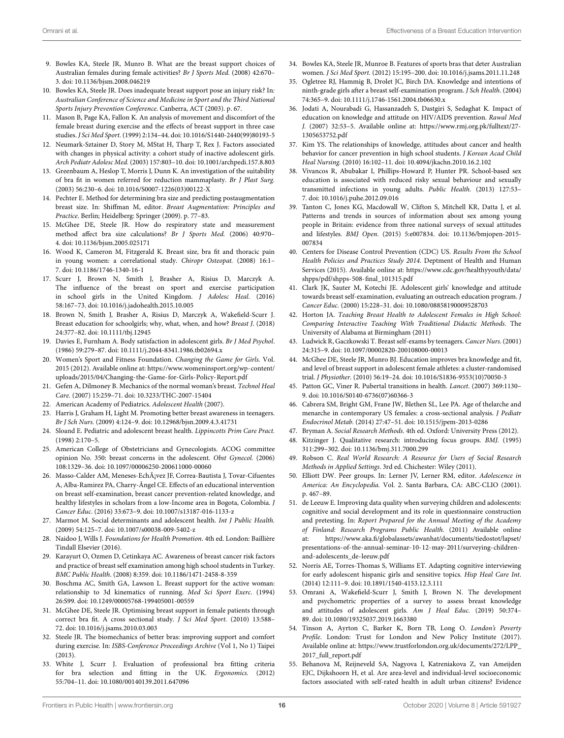9. Bowles KA, Steele JR, Munro B. What are the breast support choices of Australian females during female activities? *Br J Sports Med.* (2008) 42:670–3. doi: 10.1136/bjsm.2008.046219
10. Bowles KA, Steele JR. Does inadequate breast support pose an injury risk? In: *Australian Conference of Science and Medicine in Sport and the Third National Sports Injury Prevention Conference*. Canberra, ACT (2003). p. 67.
11. Mason B, Page KA, Fallon K. An analysis of movement and discomfort of the female breast during exercise and the effects of breast support in three case studies. *J Sci Med Sport.* (1999) 2:134–44. doi: 10.1016/S1440-2440(99)80193-5
12. Neumark-Sztainer D, Story M, MStat H, Tharp T, Rex J. Factors associated with changes in physical activity: a cohort study of inactive adolescent girls. *Arch Pediatr Adolesc Med.* (2003) 157:803–10. doi: 10.1001/archpedi.157.8.803
13. Greenbaum A, Heslop T, Morris J, Dunn K. An investigation of the suitability of bra fit in women referred for reduction mammaplasty. *Br J Plast Surg.* (2003) 56:230–6. doi: 10.1016/S0007-1226(03)00122-X
14. Pechter E. Method for determining bra size and predicting postaugmentation breast size. In: Shiffman M, editor. *Breast Augmentation: Principles and Practice*. Berlin; Heidelberg: Springer (2009). p. 77–83.
15. McGhee DE, Steele JR. How do respiratory state and measurement method affect bra size calculations? *Br J Sports Med.* (2006) 40:970–4. doi: 10.1136/bjsm.2005.025171
16. Wood K, Cameron M, Fitzgerald K. Breast size, bra fit and thoracic pain in young women: a correlational study. *Chiropr Osteopat.* (2008) 16:1–7. doi: 10.1186/1746-1340-16-1
17. Scurr J, Brown N, Smith J, Brasher A, Risius D, Marczyk A. The influence of the breast on sport and exercise participation in school girls in the United Kingdom. *J Adolesc Heal.* (2016) 58:167–73. doi: 10.1016/j.jadohealth.2015.10.005
18. Brown N, Smith J, Brasher A, Risius D, Marczyk A, Wakefield-Scurr J. Breast education for schoolgirls; why, what, when, and how? *Breast J.* (2018) 24:377–82. doi: 10.1111/tbj.12945
19. Davies E, Furnham A. Body satisfaction in adolescent girls. *Br J Med Psychol.* (1986) 59:279–87. doi: 10.1111/j.2044-8341.1986.tb02694.x
20. Women's Sport and Fitness Foundation. *Changing the Game for Girls.* Vol. 2015 (2012). Available online at: https://www.womeninsport.org/wp-content/uploads/2015/04/Changing-the-Game-for-Girls-Policy-Report.pdf
21. Gefen A, Dilmoney B. Mechanics of the normal woman's breast. *Technol Heal Care.* (2007) 15:259–71. doi: 10.3233/THC-2007-15404
22. American Academy of Pediatrics. *Adolescent Health* (2007).
23. Harris J, Graham H, Light M. Promoting better breast awareness in teenagers. *Br J Sch Nurs.* (2009) 4:124–9. doi: 10.12968/bjsn.2009.4.3.41731
24. Sloand E. Pediatric and adolescent breast health. *Lippincotts Prim Care Pract.* (1998) 2:170–5.
25. American College of Obstetricians and Gynecologists. ACOG committee opinion No. 350: breast concerns in the adolescent. *Obst Gynecol.* (2006) 108:1329–36. doi: 10.1097/00006250-200611000-00060
26. Masso-Calder AM, Meneses-EchÃ¡vez JF, Correa-Bautista J, Tovar-Cifuentes A, Alba-Ramirez PA, Charry-Ãngel CE. Effects of an educational intervention on breast self-examination, breast cancer prevention-related knowledge, and healthy lifestyles in scholars from a low-Income area in Bogota, Colombia. *J Cancer Educ.* (2016) 33:673–9. doi: 10.1007/s13187-016-1133-z
27. Marmot M. Social determinants and adolescent health. *Int J Public Health.* (2009) 54:125–7. doi: 10.1007/s00038-009-5402-z
28. Naidoo J, Wills J. *Foundations for Health Promotion*. 4th ed. London: Baillière Tindall Elsevier (2016).
29. Karayurt O, Ozmen D, Cetinkaya AC. Awareness of breast cancer risk factors and practice of breast self examination among high school students in Turkey. *BMC Public Health.* (2008) 8:359. doi: 10.1186/1471-2458-8-359
30. Boschma AC, Smith GA, Lawson L. Breast support for the active woman: relationship to 3d kinematics of running. *Med Sci Sport Exerc.* (1994) 26:S99. doi: 10.1249/00005768-199405001-00559
31. McGhee DE, Steele JR. Optimising breast support in female patients through correct bra fit. A cross sectional study. *J Sci Med Sport.* (2010) 13:588–72. doi: 10.1016/j.jsams.2010.03.003
32. Steele JR. The biomechanics of better bras: improving support and comfort during exercise. In: *ISBS-Conference Proceedings Archive* (Vol 1, No 1) Taipei (2013).
33. White J, Scurr J. Evaluation of professional bra fitting criteria for bra selection and fitting in the UK. *Ergonomics.* (2012) 55:704–11. doi: 10.1080/00140139.2011.647096
34. Bowles KA, Steele JR, Munroe B. Features of sports bras that deter Australian women. *J Sci Med Sport.* (2012) 15:195–200. doi: 10.1016/j.jsams.2011.11.248
35. Ogletree RJ, Hammig B, Drolet JC, Birch DA. Knowledge and intentions of ninth-grade girls after a breast self-examination program. *J Sch Health.* (2004) 74:365–9. doi: 10.1111/j.1746-1561.2004.tb06630.x
36. Jodati A, Nourabadi G, Hassanzadeh S, Dastgiri S, Sedaghat K. Impact of education on knowledge and attitude on HIV/AIDS prevention. *Rawal Med J.* (2007) 32:53–5. Available online at: https://www.rmj.org.pk/fulltext/27-1305653752.pdf
37. Kim YS. The relationships of knowledge, attitudes about cancer and health behavior for cancer prevention in high school students. *J Korean Acad Child Heal Nursing.* (2010) 16:102–11. doi: 10.4094/jkachn.2010.16.2.102
38. Vivancos R, Abubakar I, Phillips-Howard P, Hunter PR. School-based sex education is associated with reduced risky sexual behaviour and sexually transmitted infections in young adults. *Public Health.* (2013) 127:53–7. doi: 10.1016/j.puhe.2012.09.016
39. Tanton C, Jones KG, Macdowall W, Clifton S, Mitchell KR, Datta J, et al. Patterns and trends in sources of information about sex among young people in Britain: evidence from three national surveys of sexual attitudes and lifestyles. *BMJ Open.* (2015) 5:e007834. doi: 10.1136/bmjopen-2015-007834
40. Centers for Disease Control Prevention (CDC) US. *Results From the School Health Policies and Practices Study 2014*. Deptment of Health and Human Services (2015). Available online at: https://www.cdc.gov/healthyyouth/data/shpps/pdf/shpps-508-final_101315.pdf
41. Clark JK, Sauter M, Kotechi JE. Adolescent girls' knowledge and attitude towards breast self-examination, evaluating an outreach education program. *J Cancer Educ.* (2000) 15:228–31. doi: 10.1080/08858190009528703
42. Horton JA. *Teaching Breast Health to Adolescent Females in High School: Comparing Interactive Teaching With Traditional Didactic Methods*. The University of Alabama at Birmingham (2011)
43. Ludwick R, Gaczkowski T. Breast self-exams by teenagers. *Cancer Nurs.* (2001) 24:315–9. doi: 10.1097/00002820-200108000-00013
44. McGhee DE, Steele JR, Munro BJ. Education improves bra knowledge and fit, and level of breast support in adolescent female athletes: a cluster-randomised trial. *J Physiother.* (2010) 56:19–24. doi: 10.1016/S1836-9553(10)70050-3
45. Patton GC, Viner R. Pubertal transitions in health. *Lancet.* (2007) 369:1130–9. doi: 10.1016/S0140-6736(07)60366-3
46. Cabrera SM, Bright GM, Frane JW, Blethen SL, Lee PA. Age of thelarche and menarche in contemporary US females: a cross-sectional analysis. *J Pediatr Endocrinol Metab.* (2014) 27:47–51. doi: 10.1515/jpem-2013-0286
47. Bryman A. *Social Research Methods*. 4th ed. Oxford: University Press (2012).
48. Kitzinger J. Qualitative research: introducing focus groups. *BMJ.* (1995) 311:299–302. doi: 10.1136/bmj.311.7000.299
49. Robson C. *Real World Research: A Resource for Users of Social Research Methods in Applied Settings*. 3rd ed. Chichester: Wiley (2011).
50. Elliott DW. Peer groups. In: Lerner JV, Lerner RM, editor. *Adolescence in America: An Encyclopedia.* Vol. 2. Santa Barbara, CA: ABC-CLIO (2001). p. 467–89.
51. de Leeuw E. Improving data quality when surveying children and adolescents: cognitive and social development and its role in questionnaire construction and pretesting. In: *Report Prepared for the Annual Meeting of the Academy of Finland: Research Programs Public Health*. (2011) Available online at: https://www.aka.fi/globalassets/awanhat/documents/tiedostot/lapset/presentations-of-the-annual-seminar-10-12-may-2011/surveying-children-and-adolescents_de-leeuw.pdf
52. Norris AE, Torres-Thomas S, Williams ET. Adapting cognitive interviewing for early adolescent hispanic girls and sensitive topics. *Hisp Heal Care Int.* (2014) 12:111–9. doi: 10.1891/1540-4153.12.3.111
53. Omrani A, Wakefield-Scurr J, Smith J, Brown N. The development and psychometric properties of a survey to assess breast knowledge and attitudes of adolescent girls. *Am J Heal Educ.* (2019) 50:374–89. doi: 10.1080/19325037.2019.1663380
54. Tinson A, Ayrton C, Barker K, Born TB, Long O. *London's Poverty Profile*. London: Trust for London and New Policy Institute (2017). Available online at: https://www.trustforlondon.org.uk/documents/272/LPP_2017_full_report.pdf
55. Behanova M, Reijneveld SA, Nagyova I, Katreniakova Z, van Ameijden EJC, Dijkshoorn H, et al. Are area-level and individual-level socioeconomic factors associated with self-rated health in adult urban citizens? Evidence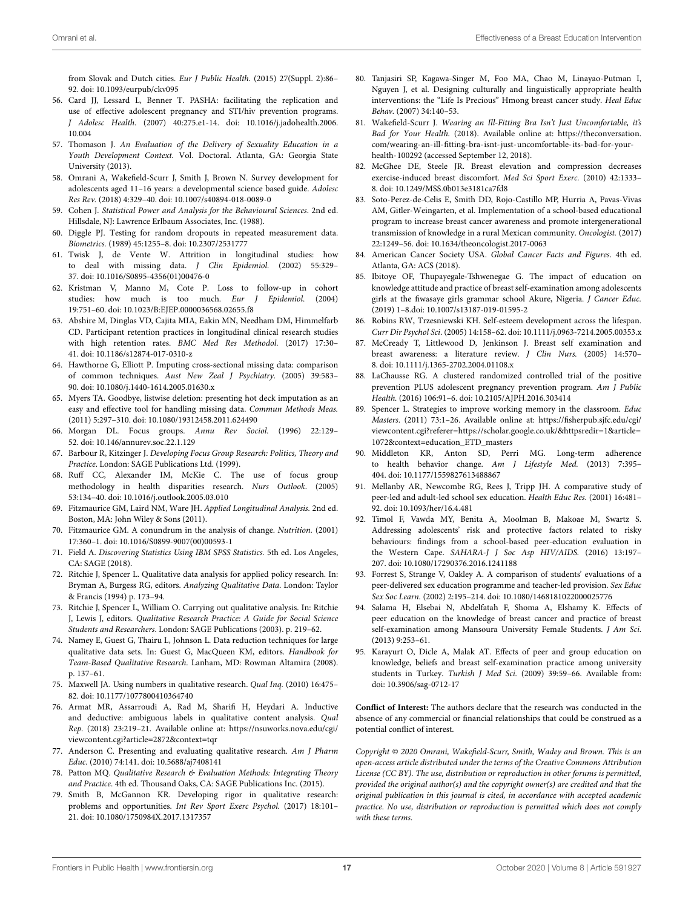from Slovak and Dutch cities. *Eur J Public Health*. (2015) 27(Suppl. 2):86–92. doi: 10.1093/eurpub/ckv095

56. Card JJ, Lessard L, Benner T. PASHA: facilitating the replication and use of effective adolescent pregnancy and STI/hiv prevention programs. *J Adolesc Health*. (2007) 40:275.e1-14. doi: 10.1016/j.jadohealth.2006.10.004
57. Thomason J. *An Evaluation of the Delivery of Sexuality Education in a Youth Development Context*. Vol. Doctoral. Atlanta, GA: Georgia State University (2013).
58. Omrani A, Wakefield-Scurr J, Smith J, Brown N. Survey development for adolescents aged 11–16 years: a developmental science based guide. *Adolesc Res Rev*. (2018) 4:329–40. doi: 10.1007/s40894-018-0089-0
59. Cohen J. *Statistical Power and Analysis for the Behavioural Sciences*. 2nd ed. Hillsdale, NJ: Lawrence Erlbaum Associates, Inc. (1988).
60. Diggle PJ. Testing for random dropouts in repeated measurement data. *Biometrics*. (1989) 45:1255–8. doi: 10.2307/2531777
61. Twisk J, de Vente W. Attrition in longitudinal studies: how to deal with missing data. *J Clin Epidemiol*. (2002) 55:329–37. doi: 10.1016/S0895-4356(01)00476-0
62. Kristman V, Manno M, Cote P. Loss to follow-up in cohort studies: how much is too much. *Eur J Epidemiol*. (2004) 19:751–60. doi: 10.1023/B:EJEP.0000036568.02655.f8
63. Abshire M, Dinglas VD, Cajita MIA, Eakin MN, Needham DM, Himmelfarb CD. Participant retention practices in longitudinal clinical research studies with high retention rates. *BMC Med Res Methodol*. (2017) 17:30–41. doi: 10.1186/s12874-017-0310-z
64. Hawthorne G, Elliott P. Imputing cross-sectional missing data: comparison of common techniques. *Aust New Zeal J Psychiatry*. (2005) 39:583–90. doi: 10.1080/j.1440-1614.2005.01630.x
65. Myers TA. Goodbye, listwise deletion: presenting hot deck imputation as an easy and effective tool for handling missing data. *Commun Methods Meas*. (2011) 5:297–310. doi: 10.1080/19312458.2011.624490
66. Morgan DL. Focus groups. *Annu Rev Sociol*. (1996) 22:129–52. doi: 10.1146/annurev.soc.22.1.129
67. Barbour R, Kitzinger J. *Developing Focus Group Research: Politics, Theory and Practice*. London: SAGE Publications Ltd. (1999).
68. Ruff CC, Alexander IM, McKie C. The use of focus group methodology in health disparities research. *Nurs Outlook*. (2005) 53:134–40. doi: 10.1016/j.outlook.2005.03.010
69. Fitzmaurice GM, Laird NM, Ware JH. *Applied Longitudinal Analysis*. 2nd ed. Boston, MA: John Wiley & Sons (2011).
70. Fitzmaurice GM. A conundrum in the analysis of change. *Nutrition*. (2001) 17:360–1. doi: 10.1016/S0899-9007(00)00593-1
71. Field A. *Discovering Statistics Using IBM SPSS Statistics*. 5th ed. Los Angeles, CA: SAGE (2018).
72. Ritchie J, Spencer L. Qualitative data analysis for applied policy research. In: Bryman A, Burgess RG, editors. *Analyzing Qualitative Data*. London: Taylor & Francis (1994) p. 173–94.
73. Ritchie J, Spencer L, William O. Carrying out qualitative analysis. In: Ritchie J, Lewis J, editors. *Qualitative Research Practice: A Guide for Social Science Students and Researchers*. London: SAGE Publications (2003). p. 219–62.
74. Namey E, Guest G, Thairu L, Johnson L. Data reduction techniques for large qualitative data sets. In: Guest G, MacQueen KM, editors. *Handbook for Team-Based Qualitative Research*. Lanham, MD: Rowman Altamira (2008). p. 137–61.
75. Maxwell JA. Using numbers in qualitative research. *Qual Inq*. (2010) 16:475–82. doi: 10.1177/1077800410364740
76. Armat MR, Assarroudi A, Rad M, Sharifi H, Heydari A. Inductive and deductive: ambiguous labels in qualitative content analysis. *Qual Rep*. (2018) 23:219–21. Available online at: https://nsuworks.nova.edu/cgi/viewcontent.cgi?article=2872&context=tqr
77. Anderson C. Presenting and evaluating qualitative research. *Am J Pharm Educ*. (2010) 74:141. doi: 10.5688/aj7408141
78. Patton MQ. *Qualitative Research & Evaluation Methods: Integrating Theory and Practice*. 4th ed. Thousand Oaks, CA: SAGE Publications Inc. (2015).
79. Smith B, McGannon KR. Developing rigor in qualitative research: problems and opportunities. *Int Rev Sport Exerc Psychol*. (2017) 18:101–21. doi: 10.1080/1750984X.2017.1317357
80. Tanjasiri SP, Kagawa-Singer M, Foo MA, Chao M, Linayao-Putman I, Nguyen J, et al. Designing culturally and linguistically appropriate health interventions: the "Life Is Precious" Hmong breast cancer study. *Heal Educ Behav*. (2007) 34:140–53.
81. Wakefield-Scurr J. *Wearing an Ill-Fitting Bra Isn't Just Uncomfortable, it's Bad for Your Health*. (2018). Available online at: https://theconversation.com/wearing-an-ill-fitting-bra-isnt-just-uncomfortable-its-bad-for-your-health-100292 (accessed September 12, 2018).
82. McGhee DE, Steele JR. Breast elevation and compression decreases exercise-induced breast discomfort. *Med Sci Sport Exerc*. (2010) 42:1333–8. doi: 10.1249/MSS.0b013e3181ca7fd8
83. Soto-Perez-de-Celis E, Smith DD, Rojo-Castillo MP, Hurria A, Pavas-Vivas AM, Gitler-Weingarten, et al. Implementation of a school-based educational program to increase breast cancer awareness and promote intergenerational transmission of knowledge in a rural Mexican community. *Oncologist*. (2017) 22:1249–56. doi: 10.1634/theoncologist.2017-0063
84. American Cancer Society USA. *Global Cancer Facts and Figures*. 4th ed. Atlanta, GA: ACS (2018).
85. Ibitoye OF, Thupayegale-Tshwenegae G. The impact of education on knowledge attitude and practice of breast self-examination among adolescents girls at the fiwasaye girls grammar school Akure, Nigeria. *J Cancer Educ*. (2019) 1–8.doi: 10.1007/s13187-019-01595-2
86. Robins RW, Trzesniewski KH. Self-esteem development across the lifespan. *Curr Dir Psychol Sci*. (2005) 14:158–62. doi: 10.1111/j.0963-7214.2005.00353.x
87. McCready T, Littlewood D, Jenkinson J. Breast self examination and breast awareness: a literature review. *J Clin Nurs*. (2005) 14:570–8. doi: 10.1111/j.1365-2702.2004.01108.x
88. LaChausse RG. A clustered randomized controlled trial of the positive prevention PLUS adolescent pregnancy prevention program. *Am J Public Health*. (2016) 106:91–6. doi: 10.2105/AJPH.2016.303414
89. Spencer L. Strategies to improve working memory in the classroom. *Educ Masters*. (2011) 73:1–26. Available online at: https://fisherpub.sjfc.edu/cgi/viewcontent.cgi?referer=https://scholar.google.co.uk/&httpsredir=1&article=1072&context=education_ETD_masters
90. Middleton KR, Anton SD, Perri MG. Long-term adherence to health behavior change. *Am J Lifestyle Med*. (2013) 7:395–404. doi: 10.1177/1559827613488867
91. Mellanby AR, Newcombe RG, Rees J, Tripp JH. A comparative study of peer-led and adult-led school sex education. *Health Educ Res*. (2001) 16:481–92. doi: 10.1093/her/16.4.481
92. Timol F, Vawda MY, Benita A, Moolman B, Makoae M, Swartz S. Addressing adolescents' risk and protective factors related to risky behaviours: findings from a school-based peer-education evaluation in the Western Cape. *SAHARA-J J Soc Asp HIV/AIDS*. (2016) 13:197–207. doi: 10.1080/17290376.2016.1241188
93. Forrest S, Strange V, Oakley A. A comparison of students' evaluations of a peer-delivered sex education programme and teacher-led provision. *Sex Educ Sex Soc Learn*. (2002) 2:195–214. doi: 10.1080/1468181022000025776
94. Salama H, Elsebai N, Abdelfatah F, Shoma A, Elshamy K. Effects of peer education on the knowledge of breast cancer and practice of breast self-examination among Mansoura University Female Students. *J Am Sci*. (2013) 9:253–61.
95. Karayurt O, Dicle A, Malak AT. Effects of peer and group education on knowledge, beliefs and breast self-examination practice among university students in Turkey. *Turkish J Med Sci*. (2009) 39:59–66. Available from: doi: 10.3906/sag-0712-17

**Conflict of Interest:** The authors declare that the research was conducted in the absence of any commercial or financial relationships that could be construed as a potential conflict of interest.

*Copyright © 2020 Omrani, Wakefield-Scurr, Smith, Wadey and Brown. This is an open-access article distributed under the terms of the Creative Commons Attribution License (CC BY). The use, distribution or reproduction in other forums is permitted, provided the original author(s) and the copyright owner(s) are credited and that the original publication in this journal is cited, in accordance with accepted academic practice. No use, distribution or reproduction is permitted which does not comply with these terms.*